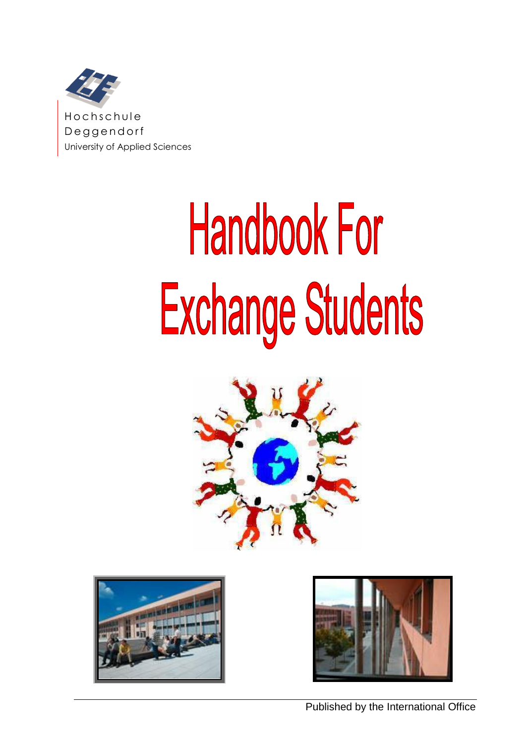Hochschule
Deggendorf
University of Applied Sciences

# Handbook For Exchange Students

Published by the International Office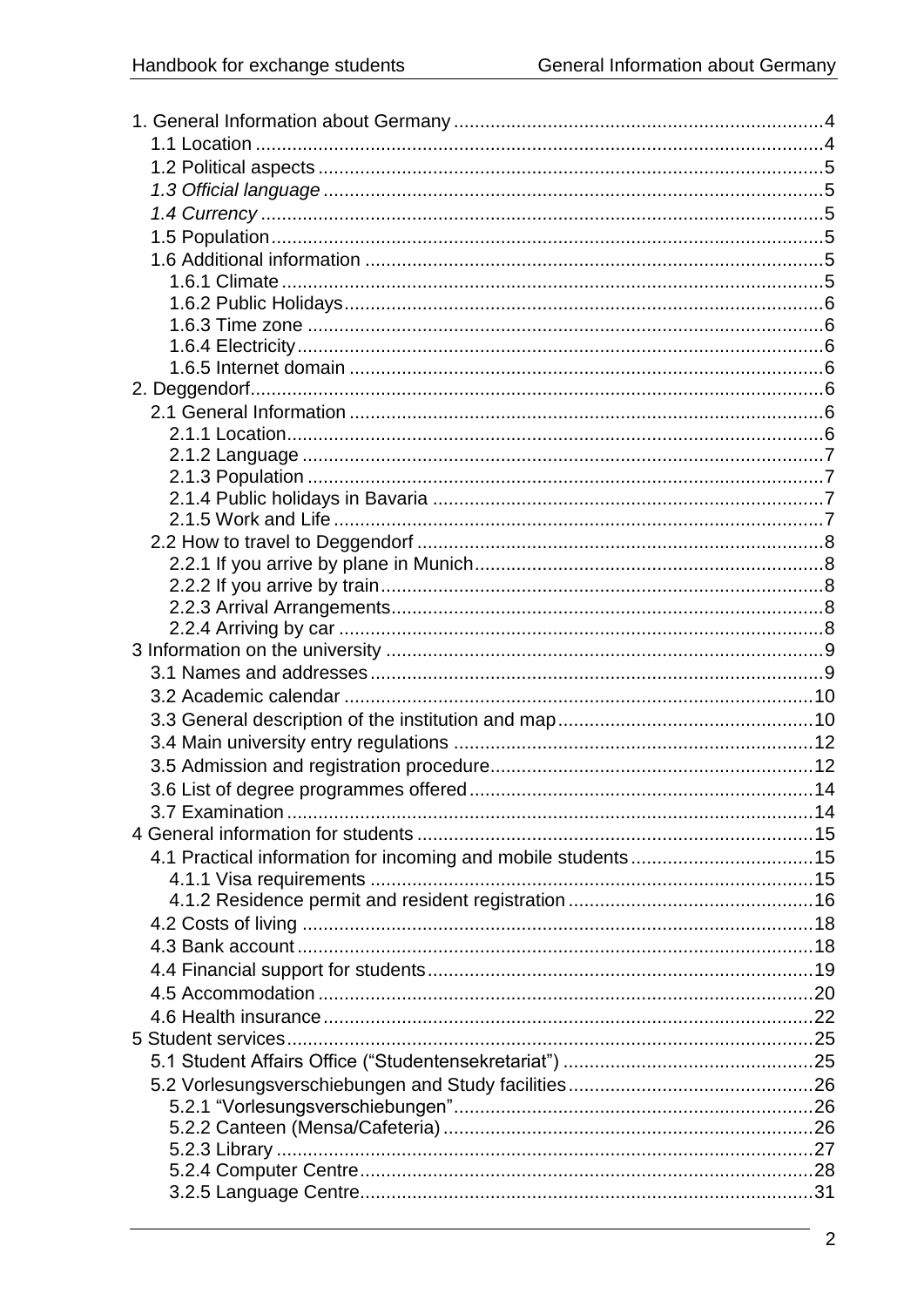1. General Information about Germany ........................................................................4
   1.1 Location ........................................................................................................4
   1.2 Political aspects ............................................................................................5
   *1.3 Official language* ........................................................................................5
   *1.4 Currency* .....................................................................................................5
   1.5 Population.....................................................................................................5
   1.6 Additional information ...................................................................................5
      1.6.1 Climate ...................................................................................................5
      1.6.2 Public Holidays........................................................................................6
      1.6.3 Time zone ...............................................................................................6
      1.6.4 Electricity.................................................................................................6
      1.6.5 Internet domain .......................................................................................6
2. Deggendorf.........................................................................................................6
   2.1 General Information .......................................................................................6
      2.1.1 Location...................................................................................................6
      2.1.2 Language ................................................................................................7
      2.1.3 Population ...............................................................................................7
      2.1.4 Public holidays in Bavaria ........................................................................7
      2.1.5 Work and Life ..........................................................................................7
   2.2 How to travel to Deggendorf ...........................................................................8
      2.2.1 If you arrive by plane in Munich................................................................8
      2.2.2 If you arrive by train..................................................................................8
      2.2.3 Arrival Arrangements................................................................................8
      2.2.4 Arriving by car .........................................................................................8
3 Information on the university .................................................................................9
   3.1 Names and addresses...................................................................................9
   3.2 Academic calendar .......................................................................................10
   3.3 General description of the institution and map..............................................10
   3.4 Main university entry regulations ..................................................................12
   3.5 Admission and registration procedure...........................................................12
   3.6 List of degree programmes offered...............................................................14
   3.7 Examination .................................................................................................14
4 General information for students .........................................................................15
   4.1 Practical information for incoming and mobile students.................................15
      4.1.1 Visa requirements ..................................................................................15
      4.1.2 Residence permit and resident registration .............................................16
   4.2 Costs of living ...............................................................................................18
   4.3 Bank account ................................................................................................18
   4.4 Financial support for students.......................................................................19
   4.5 Accommodation ............................................................................................20
   4.6 Health insurance...........................................................................................22
5 Student services..................................................................................................25
   5.1 Student Affairs Office ("Studentensekretariat") ..............................................25
   5.2 Vorlesungsverschiebungen and Study facilities.............................................26
      5.2.1 "Vorlesungsverschiebungen"...................................................................26
      5.2.2 Canteen (Mensa/Cafeteria).....................................................................26
      5.2.3 Library ...................................................................................................27
      5.2.4 Computer Centre.....................................................................................28
      3.2.5 Language Centre.....................................................................................31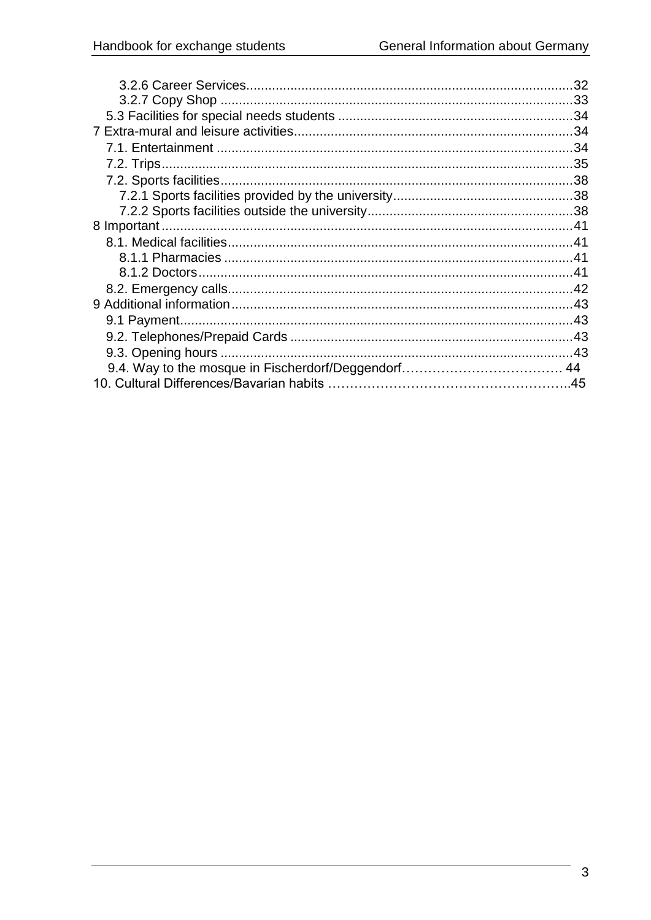3.2.6 Career Services........................................................................................32
3.2.7 Copy Shop ...............................................................................................33
5.3 Facilities for special needs students ...............................................................34
7 Extra-mural and leisure activities...........................................................................34
7.1. Entertainment ................................................................................................34
7.2. Trips...............................................................................................................35
7.2. Sports facilities...............................................................................................38
7.2.1 Sports facilities provided by the university................................................38
7.2.2 Sports facilities outside the university.......................................................38
8 Important ...............................................................................................................41
8.1. Medical facilities.............................................................................................41
8.1.1 Pharmacies ..............................................................................................41
8.1.2 Doctors.....................................................................................................41
8.2. Emergency calls.............................................................................................42
9 Additional information............................................................................................43
9.1 Payment..........................................................................................................43
9.2. Telephones/Prepaid Cards ............................................................................43
9.3. Opening hours ...............................................................................................43
9.4. Way to the mosque in Fischerdorf/Deggendorf……………………………… 44
10. Cultural Differences/Bavarian habits ……………………………………………….45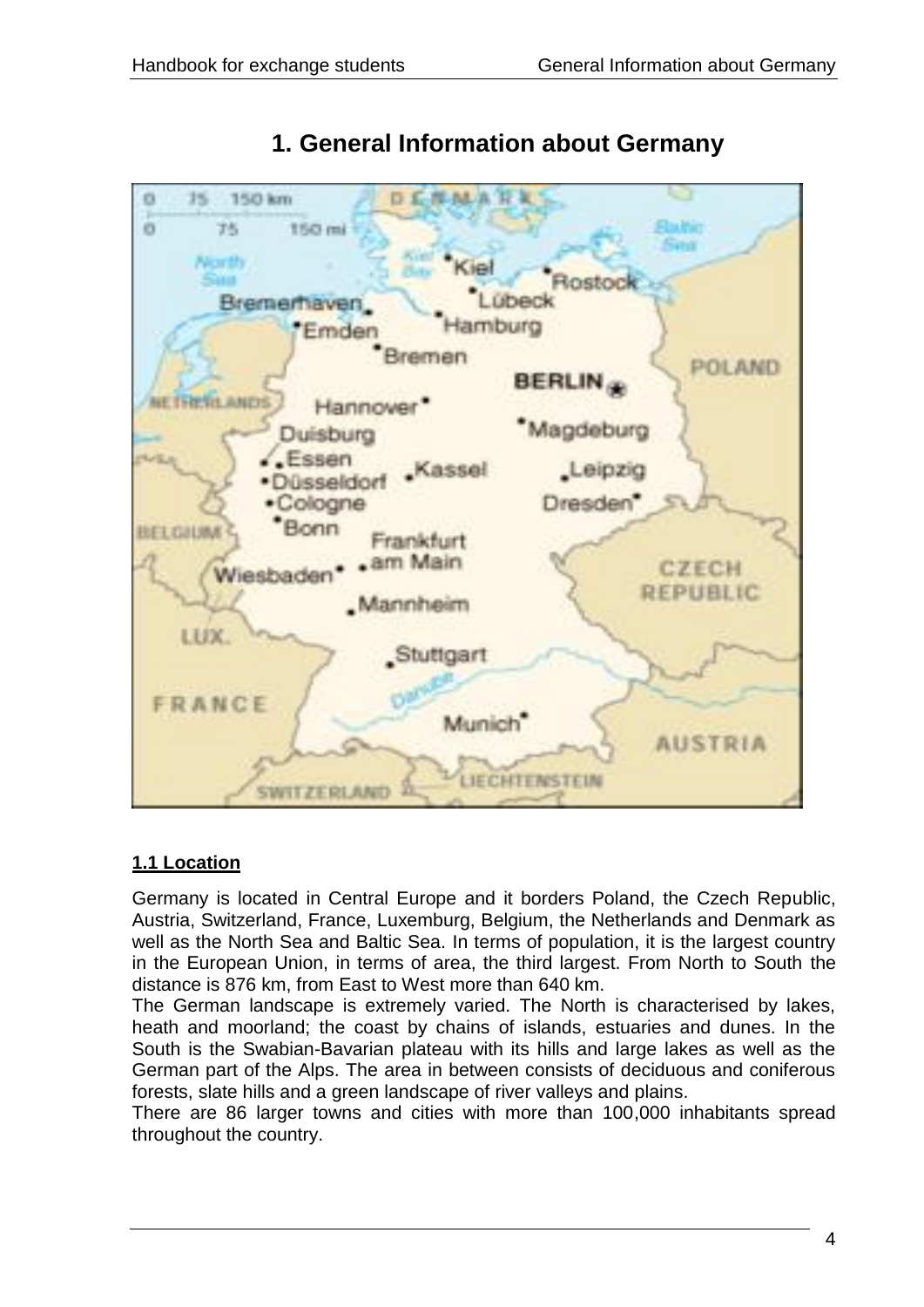# 1. General Information about Germany

## 1.1 Location

Germany is located in Central Europe and it borders Poland, the Czech Republic, Austria, Switzerland, France, Luxemburg, Belgium, the Netherlands and Denmark as well as the North Sea and Baltic Sea. In terms of population, it is the largest country in the European Union, in terms of area, the third largest. From North to South the distance is 876 km, from East to West more than 640 km.

The German landscape is extremely varied. The North is characterised by lakes, heath and moorland; the coast by chains of islands, estuaries and dunes. In the South is the Swabian-Bavarian plateau with its hills and large lakes as well as the German part of the Alps. The area in between consists of deciduous and coniferous forests, slate hills and a green landscape of river valleys and plains.

There are 86 larger towns and cities with more than 100,000 inhabitants spread throughout the country.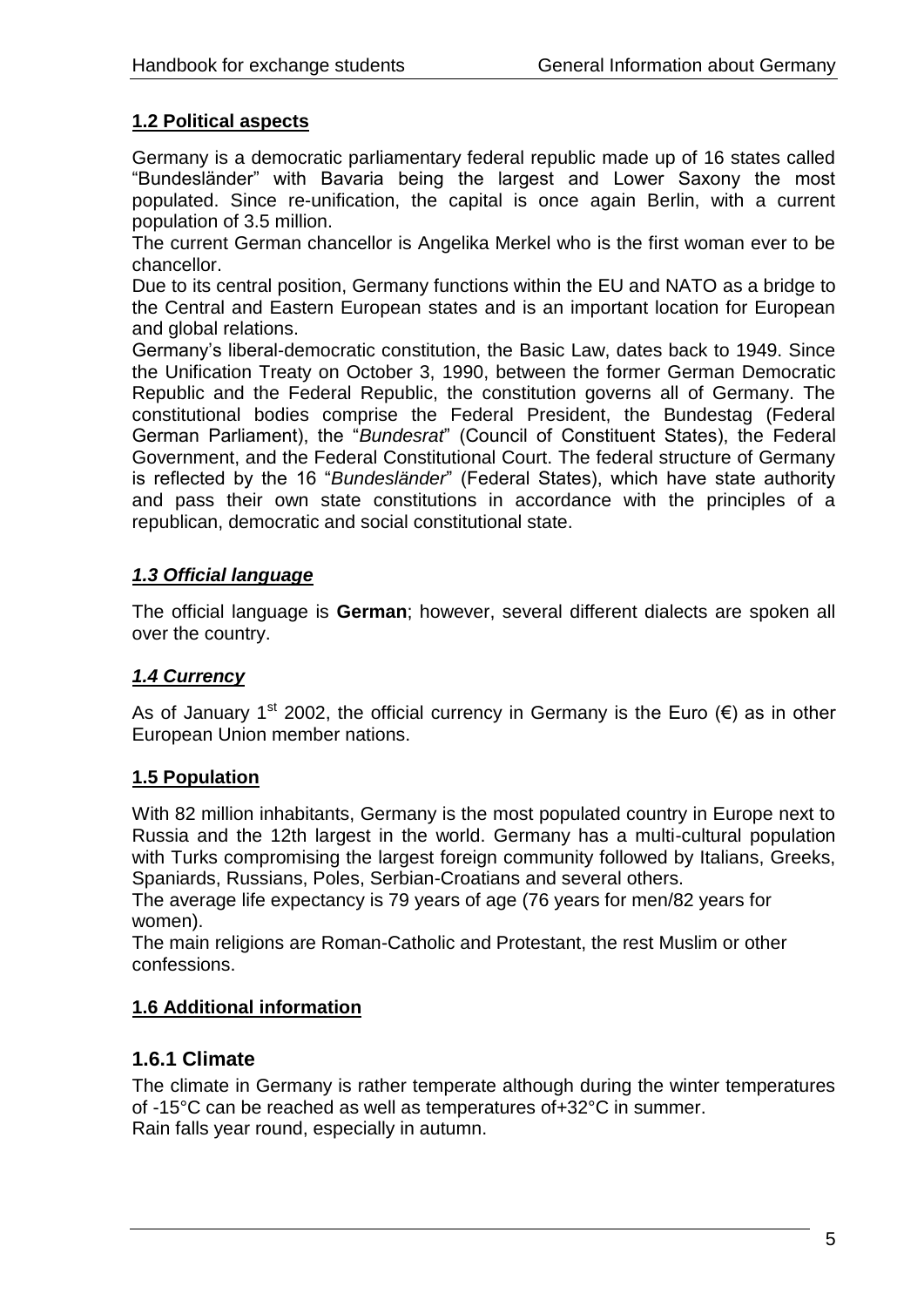## 1.2 Political aspects

Germany is a democratic parliamentary federal republic made up of 16 states called "Bundesländer" with Bavaria being the largest and Lower Saxony the most populated. Since re-unification, the capital is once again Berlin, with a current population of 3.5 million.

The current German chancellor is Angelika Merkel who is the first woman ever to be chancellor.

Due to its central position, Germany functions within the EU and NATO as a bridge to the Central and Eastern European states and is an important location for European and global relations.

Germany's liberal-democratic constitution, the Basic Law, dates back to 1949. Since the Unification Treaty on October 3, 1990, between the former German Democratic Republic and the Federal Republic, the constitution governs all of Germany. The constitutional bodies comprise the Federal President, the Bundestag (Federal German Parliament), the "*Bundesrat*" (Council of Constituent States), the Federal Government, and the Federal Constitutional Court. The federal structure of Germany is reflected by the 16 "*Bundesländer*" (Federal States), which have state authority and pass their own state constitutions in accordance with the principles of a republican, democratic and social constitutional state.

## *1.3 Official language*

The official language is **German**; however, several different dialects are spoken all over the country.

## *1.4 Currency*

As of January 1st 2002, the official currency in Germany is the Euro (€) as in other European Union member nations.

## 1.5 Population

With 82 million inhabitants, Germany is the most populated country in Europe next to Russia and the 12th largest in the world. Germany has a multi-cultural population with Turks compromising the largest foreign community followed by Italians, Greeks, Spaniards, Russians, Poles, Serbian-Croatians and several others.

The average life expectancy is 79 years of age (76 years for men/82 years for women).

The main religions are Roman-Catholic and Protestant, the rest Muslim or other confessions.

## 1.6 Additional information

### 1.6.1 Climate

The climate in Germany is rather temperate although during the winter temperatures of -15°C can be reached as well as temperatures of+32°C in summer.

Rain falls year round, especially in autumn.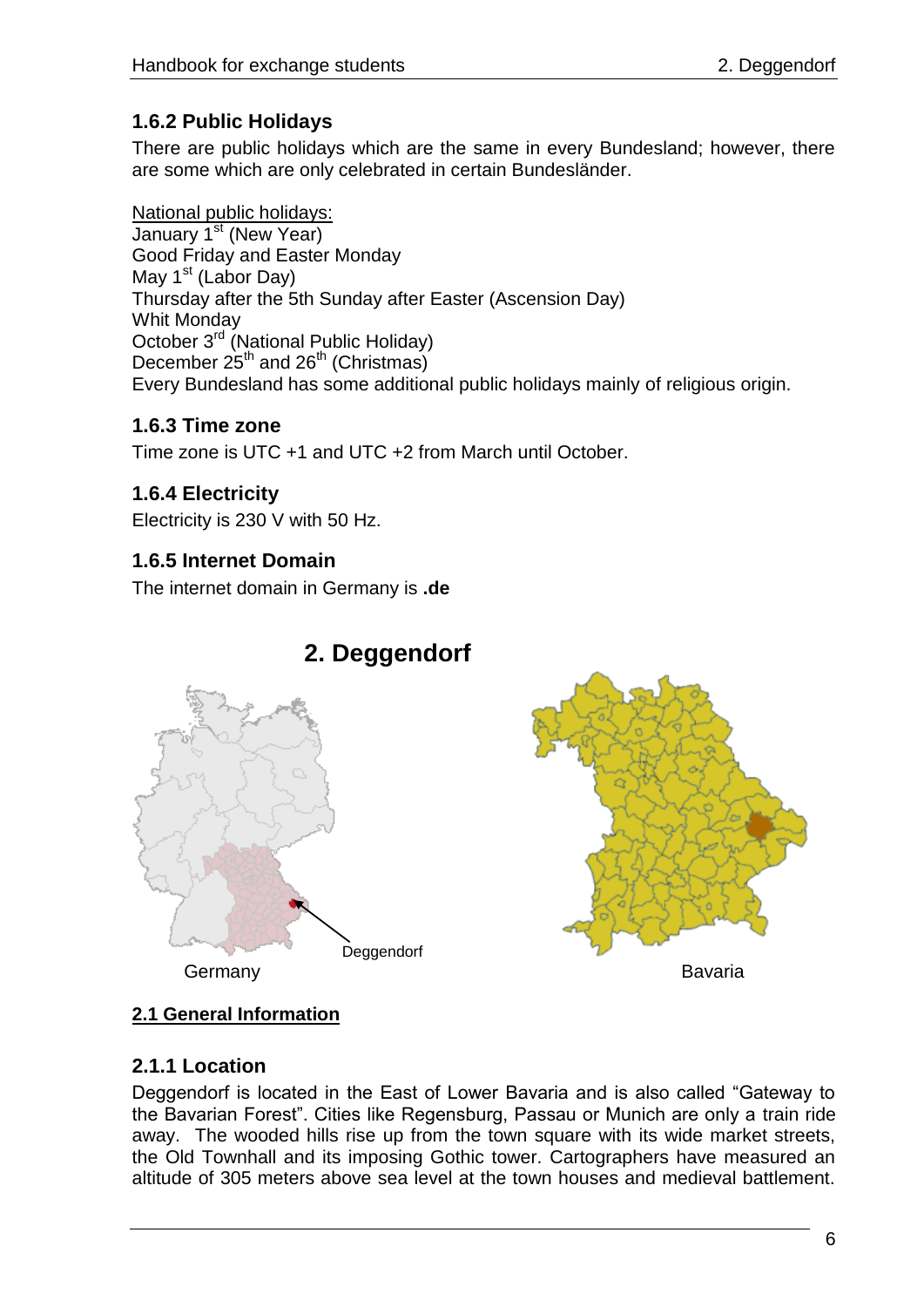### 1.6.2 Public Holidays

There are public holidays which are the same in every Bundesland; however, there are some which are only celebrated in certain Bundesländer.

National public holidays:
January 1st (New Year)
Good Friday and Easter Monday
May 1st (Labor Day)
Thursday after the 5th Sunday after Easter (Ascension Day)
Whit Monday
October 3rd (National Public Holiday)
December 25th and 26th (Christmas)
Every Bundesland has some additional public holidays mainly of religious origin.

### 1.6.3 Time zone

Time zone is UTC +1 and UTC +2 from March until October.

### 1.6.4 Electricity

Electricity is 230 V with 50 Hz.

### 1.6.5 Internet Domain

The internet domain in Germany is **.de**

# 2. Deggendorf

Deggendorf

Germany

Bavaria

## 2.1 General Information

### 2.1.1 Location

Deggendorf is located in the East of Lower Bavaria and is also called "Gateway to the Bavarian Forest". Cities like Regensburg, Passau or Munich are only a train ride away. The wooded hills rise up from the town square with its wide market streets, the Old Townhall and its imposing Gothic tower. Cartographers have measured an altitude of 305 meters above sea level at the town houses and medieval battlement.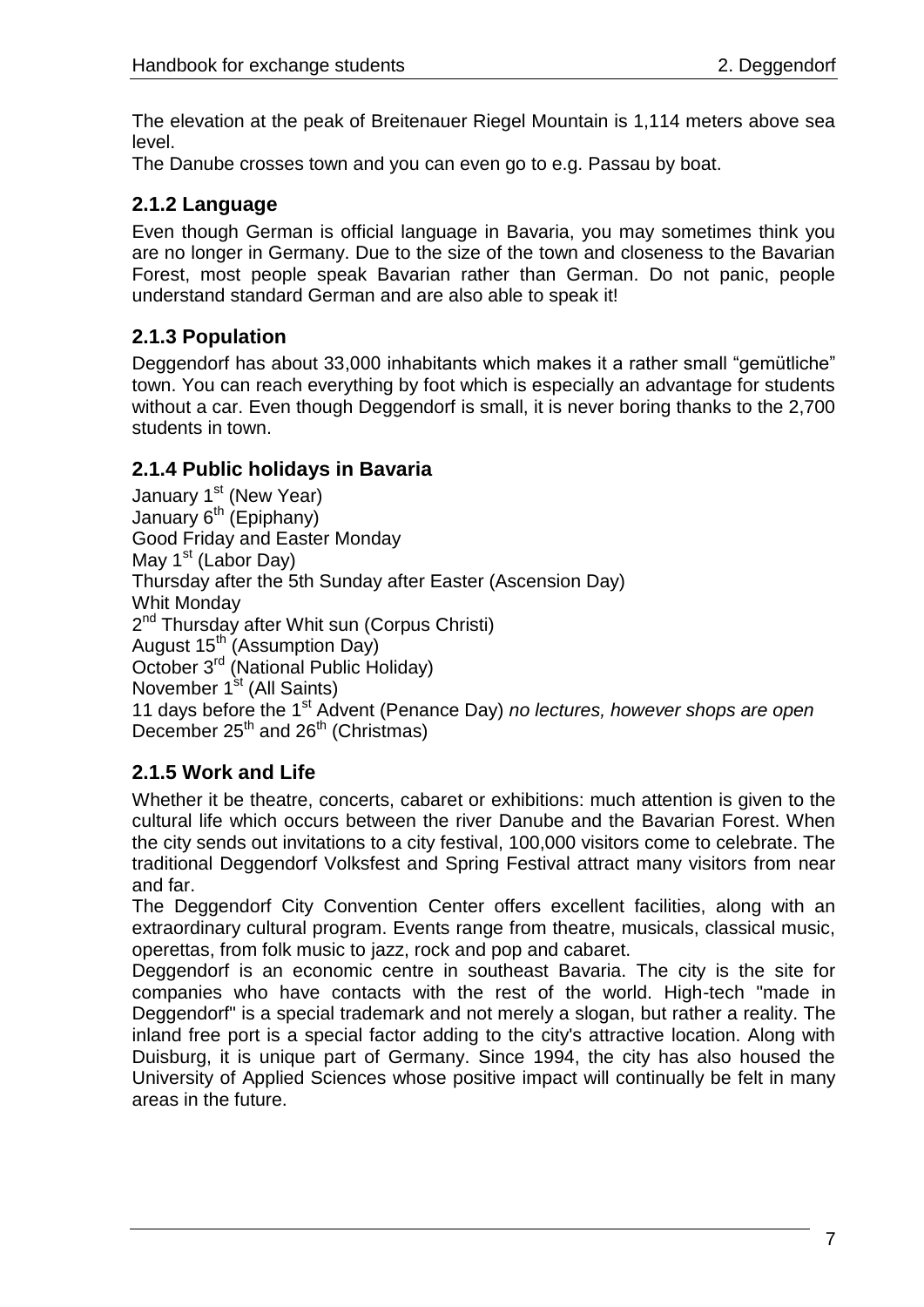The elevation at the peak of Breitenauer Riegel Mountain is 1,114 meters above sea level.

The Danube crosses town and you can even go to e.g. Passau by boat.

### 2.1.2 Language

Even though German is official language in Bavaria, you may sometimes think you are no longer in Germany. Due to the size of the town and closeness to the Bavarian Forest, most people speak Bavarian rather than German. Do not panic, people understand standard German and are also able to speak it!

### 2.1.3 Population

Deggendorf has about 33,000 inhabitants which makes it a rather small "gemütliche" town. You can reach everything by foot which is especially an advantage for students without a car. Even though Deggendorf is small, it is never boring thanks to the 2,700 students in town.

### 2.1.4 Public holidays in Bavaria

January 1st (New Year)
January 6th (Epiphany)
Good Friday and Easter Monday
May 1st (Labor Day)
Thursday after the 5th Sunday after Easter (Ascension Day)
Whit Monday
2nd Thursday after Whit sun (Corpus Christi)
August 15th (Assumption Day)
October 3rd (National Public Holiday)
November 1st (All Saints)
11 days before the 1st Advent (Penance Day) *no lectures, however shops are open*
December 25th and 26th (Christmas)

### 2.1.5 Work and Life

Whether it be theatre, concerts, cabaret or exhibitions: much attention is given to the cultural life which occurs between the river Danube and the Bavarian Forest. When the city sends out invitations to a city festival, 100,000 visitors come to celebrate. The traditional Deggendorf Volksfest and Spring Festival attract many visitors from near and far.

The Deggendorf City Convention Center offers excellent facilities, along with an extraordinary cultural program. Events range from theatre, musicals, classical music, operettas, from folk music to jazz, rock and pop and cabaret.

Deggendorf is an economic centre in southeast Bavaria. The city is the site for companies who have contacts with the rest of the world. High-tech "made in Deggendorf" is a special trademark and not merely a slogan, but rather a reality. The inland free port is a special factor adding to the city's attractive location. Along with Duisburg, it is unique part of Germany. Since 1994, the city has also housed the University of Applied Sciences whose positive impact will continually be felt in many areas in the future.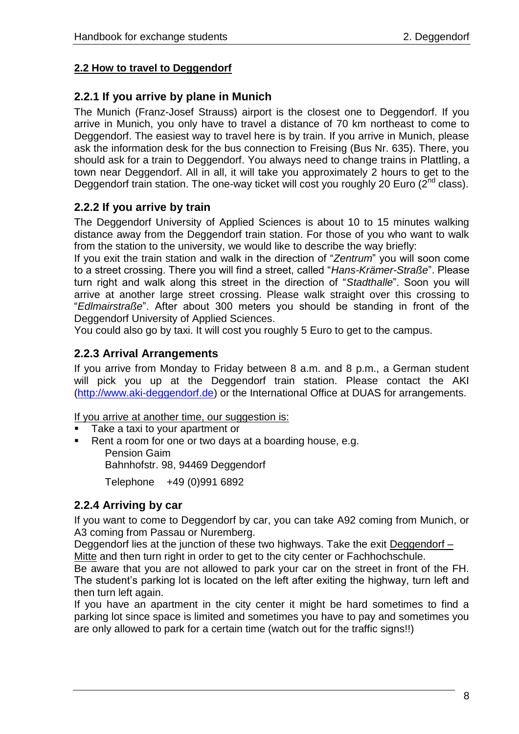## 2.2 How to travel to Deggendorf

### 2.2.1 If you arrive by plane in Munich

The Munich (Franz-Josef Strauss) airport is the closest one to Deggendorf. If you arrive in Munich, you only have to travel a distance of 70 km northeast to come to Deggendorf. The easiest way to travel here is by train. If you arrive in Munich, please ask the information desk for the bus connection to Freising (Bus Nr. 635). There, you should ask for a train to Deggendorf. You always need to change trains in Plattling, a town near Deggendorf. All in all, it will take you approximately 2 hours to get to the Deggendorf train station. The one-way ticket will cost you roughly 20 Euro (2nd class).

### 2.2.2 If you arrive by train

The Deggendorf University of Applied Sciences is about 10 to 15 minutes walking distance away from the Deggendorf train station. For those of you who want to walk from the station to the university, we would like to describe the way briefly:

If you exit the train station and walk in the direction of "*Zentrum*" you will soon come to a street crossing. There you will find a street, called "*Hans-Krämer-Straße*". Please turn right and walk along this street in the direction of "*Stadthalle*". Soon you will arrive at another large street crossing. Please walk straight over this crossing to "*Edlmairstraße*". After about 300 meters you should be standing in front of the Deggendorf University of Applied Sciences.

You could also go by taxi. It will cost you roughly 5 Euro to get to the campus.

### 2.2.3 Arrival Arrangements

If you arrive from Monday to Friday between 8 a.m. and 8 p.m., a German student will pick you up at the Deggendorf train station. Please contact the AKI (http://www.aki-deggendorf.de) or the International Office at DUAS for arrangements.

If you arrive at another time, our suggestion is:

- Take a taxi to your apartment or
- Rent a room for one or two days at a boarding house, e.g.
  Pension Gaim
  Bahnhofstr. 98, 94469 Deggendorf
  Telephone +49 (0)991 6892

### 2.2.4 Arriving by car

If you want to come to Deggendorf by car, you can take A92 coming from Munich, or A3 coming from Passau or Nuremberg.

Deggendorf lies at the junction of these two highways. Take the exit Deggendorf – Mitte and then turn right in order to get to the city center or Fachhochschule.

Be aware that you are not allowed to park your car on the street in front of the FH. The student's parking lot is located on the left after exiting the highway, turn left and then turn left again.

If you have an apartment in the city center it might be hard sometimes to find a parking lot since space is limited and sometimes you have to pay and sometimes you are only allowed to park for a certain time (watch out for the traffic signs!!)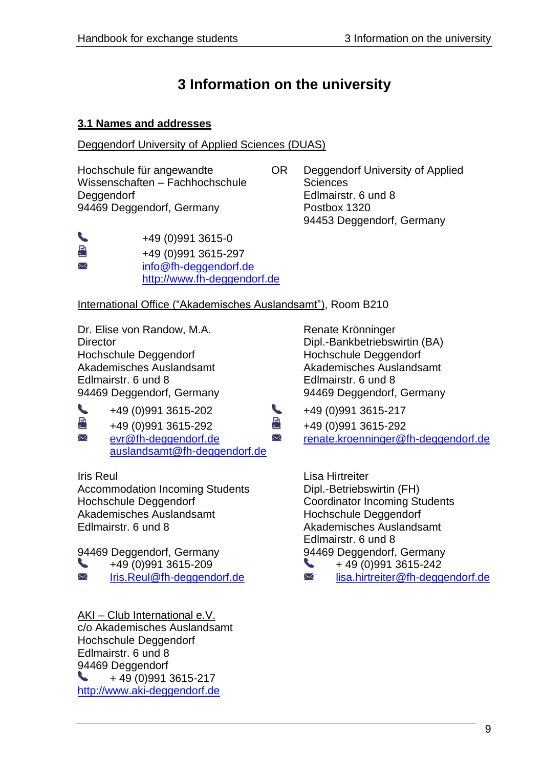# 3 Information on the university

## 3.1 Names and addresses

Deggendorf University of Applied Sciences (DUAS)

Hochschule für angewandte Wissenschaften – Fachhochschule Deggendorf
94469 Deggendorf, Germany

OR

Deggendorf University of Applied Sciences
Edlmairstr. 6 und 8
Postbox 1320
94453 Deggendorf, Germany

📞 +49 (0)991 3615-0
🖷 +49 (0)991 3615-297
✉ info@fh-deggendorf.de
http://www.fh-deggendorf.de

International Office ("Akademisches Auslandsamt"), Room B210

Dr. Elise von Randow, M.A.
Director
Hochschule Deggendorf
Akademisches Auslandsamt
Edlmairstr. 6 und 8
94469 Deggendorf, Germany

📞 +49 (0)991 3615-202
🖷 +49 (0)991 3615-292
✉ evr@fh-deggendorf.de
auslandsamt@fh-deggendorf.de

Renate Krönninger
Dipl.-Bankbetriebswirtin (BA)
Hochschule Deggendorf
Akademisches Auslandsamt
Edlmairstr. 6 und 8
94469 Deggendorf, Germany

📞 +49 (0)991 3615-217
🖷 +49 (0)991 3615-292
✉ renate.kroenninger@fh-deggendorf.de

Iris Reul
Accommodation Incoming Students
Hochschule Deggendorf
Akademisches Auslandsamt
Edlmairstr. 6 und 8

94469 Deggendorf, Germany
📞 +49 (0)991 3615-209
✉ Iris.Reul@fh-deggendorf.de

Lisa Hirtreiter
Dipl.-Betriebswirtin (FH)
Coordinator Incoming Students
Hochschule Deggendorf
Akademisches Auslandsamt
Edlmairstr. 6 und 8
94469 Deggendorf, Germany
📞 + 49 (0)991 3615-242
✉ lisa.hirtreiter@fh-deggendorf.de

AKI – Club International e.V.
c/o Akademisches Auslandsamt
Hochschule Deggendorf
Edlmairstr. 6 und 8
94469 Deggendorf
📞 + 49 (0)991 3615-217
http://www.aki-deggendorf.de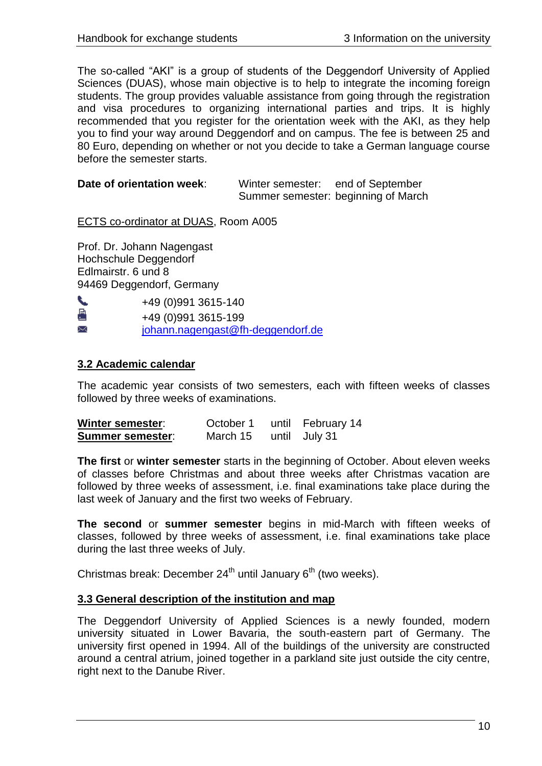The so-called "AKI" is a group of students of the Deggendorf University of Applied Sciences (DUAS), whose main objective is to help to integrate the incoming foreign students. The group provides valuable assistance from going through the registration and visa procedures to organizing international parties and trips. It is highly recommended that you register for the orientation week with the AKI, as they help you to find your way around Deggendorf and on campus. The fee is between 25 and 80 Euro, depending on whether or not you decide to take a German language course before the semester starts.

| **Date of orientation week**: | Winter semester: | end of September |
|---|---|---|
| | Summer semester: | beginning of March |

ECTS co-ordinator at DUAS, Room A005

Prof. Dr. Johann Nagengast
Hochschule Deggendorf
Edlmairstr. 6 und 8
94469 Deggendorf, Germany

Phone: +49 (0)991 3615-140
Fax: +49 (0)991 3615-199
E-mail: johann.nagengast@fh-deggendorf.de

## 3.2 Academic calendar

The academic year consists of two semesters, each with fifteen weeks of classes followed by three weeks of examinations.

| | | | |
|---|---|---|---|
| **Winter semester**: | October 1 | until | February 14 |
| **Summer semester**: | March 15 | until | July 31 |

**The first** or **winter semester** starts in the beginning of October. About eleven weeks of classes before Christmas and about three weeks after Christmas vacation are followed by three weeks of assessment, i.e. final examinations take place during the last week of January and the first two weeks of February.

**The second** or **summer semester** begins in mid-March with fifteen weeks of classes, followed by three weeks of assessment, i.e. final examinations take place during the last three weeks of July.

Christmas break: December 24th until January 6th (two weeks).

## 3.3 General description of the institution and map

The Deggendorf University of Applied Sciences is a newly founded, modern university situated in Lower Bavaria, the south-eastern part of Germany. The university first opened in 1994. All of the buildings of the university are constructed around a central atrium, joined together in a parkland site just outside the city centre, right next to the Danube River.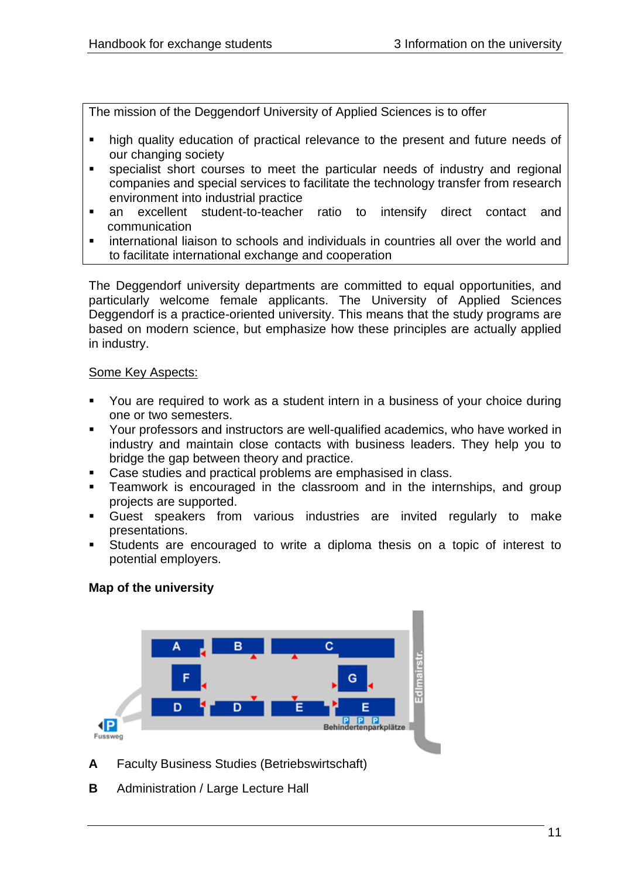The mission of the Deggendorf University of Applied Sciences is to offer

- high quality education of practical relevance to the present and future needs of our changing society
- specialist short courses to meet the particular needs of industry and regional companies and special services to facilitate the technology transfer from research environment into industrial practice
- an excellent student-to-teacher ratio to intensify direct contact and communication
- international liaison to schools and individuals in countries all over the world and to facilitate international exchange and cooperation

The Deggendorf university departments are committed to equal opportunities, and particularly welcome female applicants. The University of Applied Sciences Deggendorf is a practice-oriented university. This means that the study programs are based on modern science, but emphasize how these principles are actually applied in industry.

<u>Some Key Aspects:</u>

- You are required to work as a student intern in a business of your choice during one or two semesters.
- Your professors and instructors are well-qualified academics, who have worked in industry and maintain close contacts with business leaders. They help you to bridge the gap between theory and practice.
- Case studies and practical problems are emphasised in class.
- Teamwork is encouraged in the classroom and in the internships, and group projects are supported.
- Guest speakers from various industries are invited regularly to make presentations.
- Students are encouraged to write a diploma thesis on a topic of interest to potential employers.

**Map of the university**

A B C F G D D E E Edlmairstr. Fussweg P P P P Behindertenparkplätze

**A** Faculty Business Studies (Betriebswirtschaft)

**B** Administration / Large Lecture Hall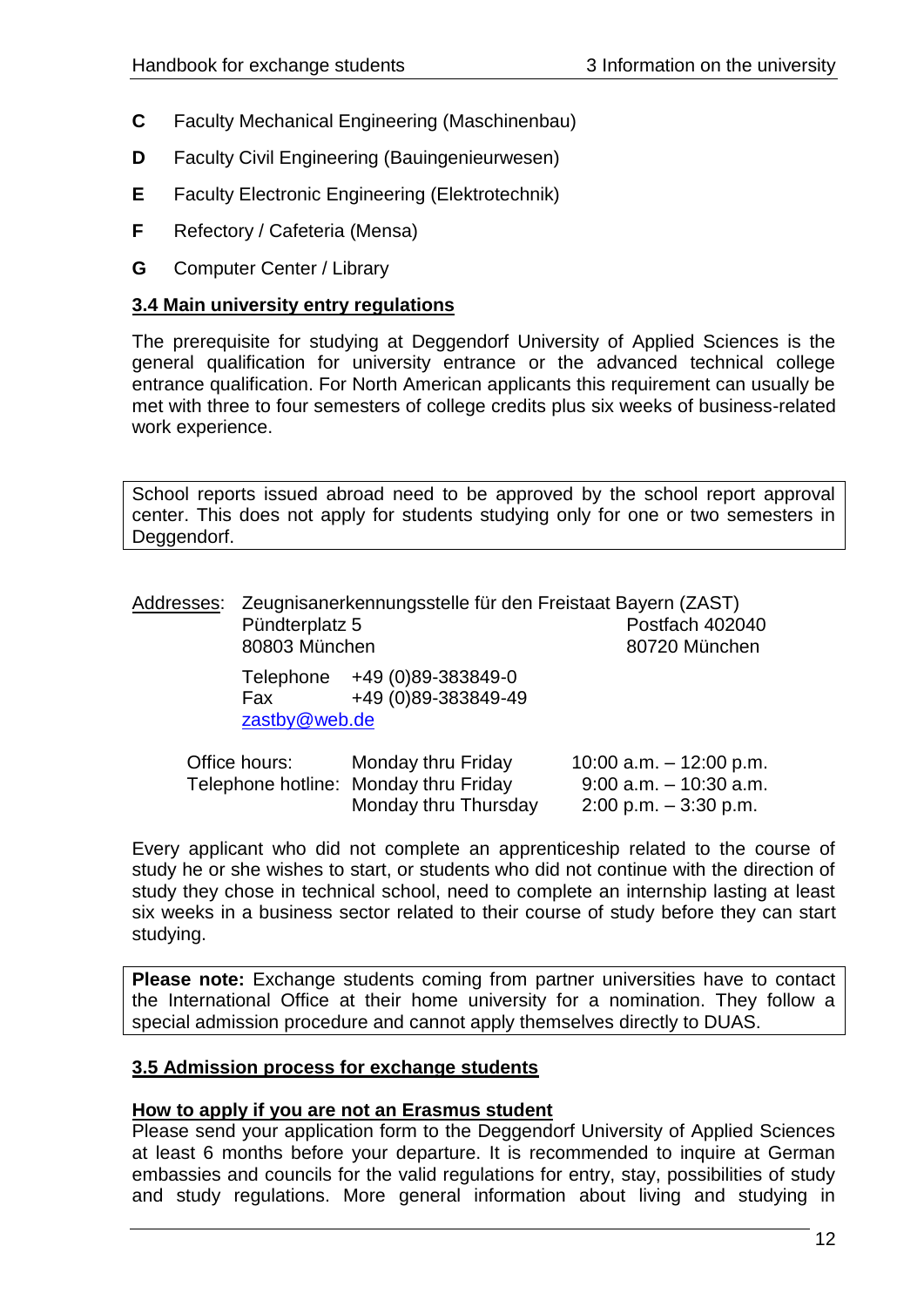- **C** Faculty Mechanical Engineering (Maschinenbau)
- **D** Faculty Civil Engineering (Bauingenieurwesen)
- **E** Faculty Electronic Engineering (Elektrotechnik)
- **F** Refectory / Cafeteria (Mensa)
- **G** Computer Center / Library

## 3.4 Main university entry regulations

The prerequisite for studying at Deggendorf University of Applied Sciences is the general qualification for university entrance or the advanced technical college entrance qualification. For North American applicants this requirement can usually be met with three to four semesters of college credits plus six weeks of business-related work experience.

> School reports issued abroad need to be approved by the school report approval center. This does not apply for students studying only for one or two semesters in Deggendorf.

Addresses: Zeugnisanerkennungsstelle für den Freistaat Bayern (ZAST)

Pündterplatz 5
80803 München

Postfach 402040
80720 München

Telephone +49 (0)89-383849-0
Fax +49 (0)89-383849-49
zastby@web.de

| | | |
|---|---|---|
| Office hours: | Monday thru Friday | 10:00 a.m. – 12:00 p.m. |
| Telephone hotline: | Monday thru Friday | 9:00 a.m. – 10:30 a.m. |
| | Monday thru Thursday | 2:00 p.m. – 3:30 p.m. |

Every applicant who did not complete an apprenticeship related to the course of study he or she wishes to start, or students who did not continue with the direction of study they chose in technical school, need to complete an internship lasting at least six weeks in a business sector related to their course of study before they can start studying.

> **Please note:** Exchange students coming from partner universities have to contact the International Office at their home university for a nomination. They follow a special admission procedure and cannot apply themselves directly to DUAS.

## 3.5 Admission process for exchange students

### How to apply if you are not an Erasmus student

Please send your application form to the Deggendorf University of Applied Sciences at least 6 months before your departure. It is recommended to inquire at German embassies and councils for the valid regulations for entry, stay, possibilities of study and study regulations. More general information about living and studying in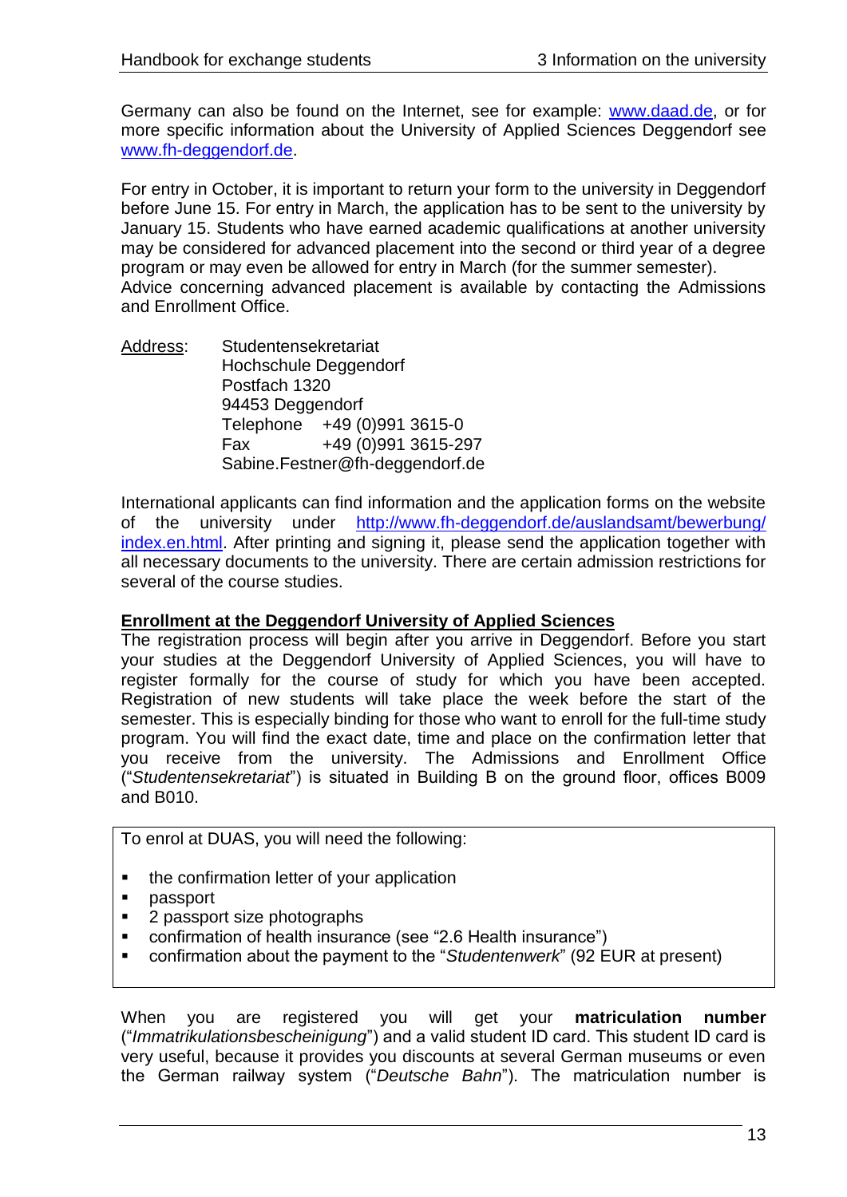Germany can also be found on the Internet, see for example: [www.daad.de](http://www.daad.de), or for more specific information about the University of Applied Sciences Deggendorf see [www.fh-deggendorf.de](http://www.fh-deggendorf.de).

For entry in October, it is important to return your form to the university in Deggendorf before June 15. For entry in March, the application has to be sent to the university by January 15. Students who have earned academic qualifications at another university may be considered for advanced placement into the second or third year of a degree program or may even be allowed for entry in March (for the summer semester). Advice concerning advanced placement is available by contacting the Admissions and Enrollment Office.

<u>Address</u>:
Studentensekretariat
Hochschule Deggendorf
Postfach 1320
94453 Deggendorf
Telephone +49 (0)991 3615-0
Fax +49 (0)991 3615-297
Sabine.Festner@fh-deggendorf.de

International applicants can find information and the application forms on the website of the university under [http://www.fh-deggendorf.de/auslandsamt/bewerbung/index.en.html](http://www.fh-deggendorf.de/auslandsamt/bewerbung/index.en.html). After printing and signing it, please send the application together with all necessary documents to the university. There are certain admission restrictions for several of the course studies.

**<u>Enrollment at the Deggendorf University of Applied Sciences</u>**

The registration process will begin after you arrive in Deggendorf. Before you start your studies at the Deggendorf University of Applied Sciences, you will have to register formally for the course of study for which you have been accepted. Registration of new students will take place the week before the start of the semester. This is especially binding for those who want to enroll for the full-time study program. You will find the exact date, time and place on the confirmation letter that you receive from the university. The Admissions and Enrollment Office ("*Studentensekretariat*") is situated in Building B on the ground floor, offices B009 and B010.

To enrol at DUAS, you will need the following:

- the confirmation letter of your application
- passport
- 2 passport size photographs
- confirmation of health insurance (see "2.6 Health insurance")
- confirmation about the payment to the "*Studentenwerk*" (92 EUR at present)

When you are registered you will get your **matriculation number** ("*Immatrikulationsbescheinigung*") and a valid student ID card. This student ID card is very useful, because it provides you discounts at several German museums or even the German railway system ("*Deutsche Bahn*"). The matriculation number is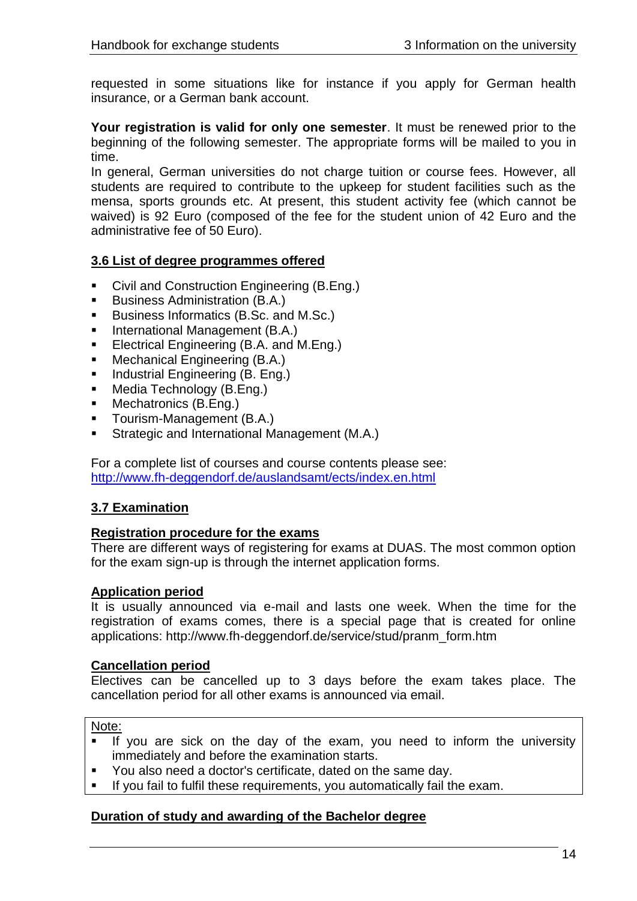requested in some situations like for instance if you apply for German health insurance, or a German bank account.

**Your registration is valid for only one semester**. It must be renewed prior to the beginning of the following semester. The appropriate forms will be mailed to you in time.

In general, German universities do not charge tuition or course fees. However, all students are required to contribute to the upkeep for student facilities such as the mensa, sports grounds etc. At present, this student activity fee (which cannot be waived) is 92 Euro (composed of the fee for the student union of 42 Euro and the administrative fee of 50 Euro).

## 3.6 List of degree programmes offered

- Civil and Construction Engineering (B.Eng.)
- Business Administration (B.A.)
- Business Informatics (B.Sc. and M.Sc.)
- International Management (B.A.)
- Electrical Engineering (B.A. and M.Eng.)
- Mechanical Engineering (B.A.)
- Industrial Engineering (B. Eng.)
- Media Technology (B.Eng.)
- Mechatronics (B.Eng.)
- Tourism-Management (B.A.)
- Strategic and International Management (M.A.)

For a complete list of courses and course contents please see: [http://www.fh-deggendorf.de/auslandsamt/ects/index.en.html](http://www.fh-deggendorf.de/auslandsamt/ects/index.en.html)

## 3.7 Examination

### Registration procedure for the exams

There are different ways of registering for exams at DUAS. The most common option for the exam sign-up is through the internet application forms.

### Application period

It is usually announced via e-mail and lasts one week. When the time for the registration of exams comes, there is a special page that is created for online applications: http://www.fh-deggendorf.de/service/stud/pranm_form.htm

### Cancellation period

Electives can be cancelled up to 3 days before the exam takes place. The cancellation period for all other exams is announced via email.

> Note:
> - If you are sick on the day of the exam, you need to inform the university immediately and before the examination starts.
> - You also need a doctor's certificate, dated on the same day.
> - If you fail to fulfil these requirements, you automatically fail the exam.

### Duration of study and awarding of the Bachelor degree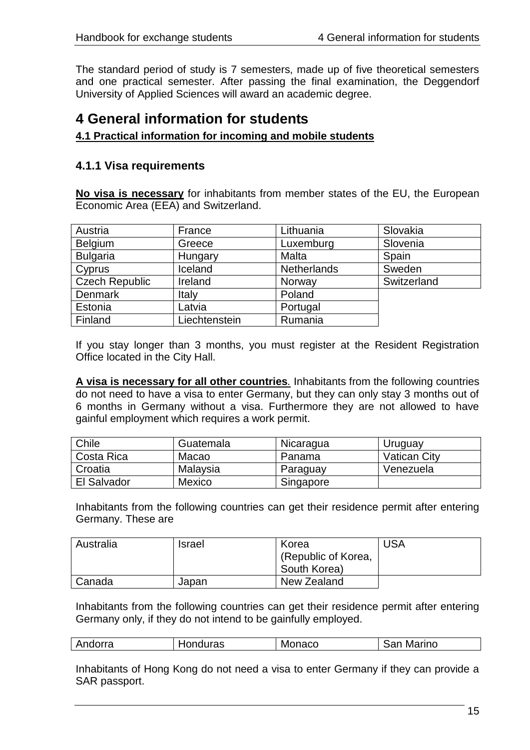The standard period of study is 7 semesters, made up of five theoretical semesters and one practical semester. After passing the final examination, the Deggendorf University of Applied Sciences will award an academic degree.

# 4 General information for students

## 4.1 Practical information for incoming and mobile students

### 4.1.1 Visa requirements

**No visa is necessary** for inhabitants from member states of the EU, the European Economic Area (EEA) and Switzerland.

| | | | |
|---|---|---|---|
| Austria | France | Lithuania | Slovakia |
| Belgium | Greece | Luxemburg | Slovenia |
| Bulgaria | Hungary | Malta | Spain |
| Cyprus | Iceland | Netherlands | Sweden |
| Czech Republic | Ireland | Norway | Switzerland |
| Denmark | Italy | Poland | |
| Estonia | Latvia | Portugal | |
| Finland | Liechtenstein | Rumania | |

If you stay longer than 3 months, you must register at the Resident Registration Office located in the City Hall.

**A visa is necessary for all other countries**. Inhabitants from the following countries do not need to have a visa to enter Germany, but they can only stay 3 months out of 6 months in Germany without a visa. Furthermore they are not allowed to have gainful employment which requires a work permit.

| | | | |
|---|---|---|---|
| Chile | Guatemala | Nicaragua | Uruguay |
| Costa Rica | Macao | Panama | Vatican City |
| Croatia | Malaysia | Paraguay | Venezuela |
| El Salvador | Mexico | Singapore | |

Inhabitants from the following countries can get their residence permit after entering Germany. These are

| | | | |
|---|---|---|---|
| Australia | Israel | Korea (Republic of Korea, South Korea) | USA |
| Canada | Japan | New Zealand | |

Inhabitants from the following countries can get their residence permit after entering Germany only, if they do not intend to be gainfully employed.

| | | | |
|---|---|---|---|
| Andorra | Honduras | Monaco | San Marino |

Inhabitants of Hong Kong do not need a visa to enter Germany if they can provide a SAR passport.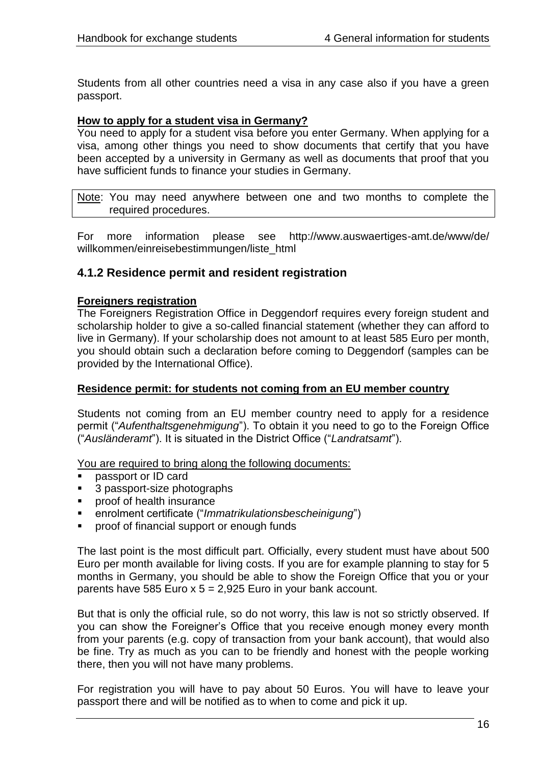Students from all other countries need a visa in any case also if you have a green passport.

**How to apply for a student visa in Germany?**

You need to apply for a student visa before you enter Germany. When applying for a visa, among other things you need to show documents that certify that you have been accepted by a university in Germany as well as documents that proof that you have sufficient funds to finance your studies in Germany.

Note: You may need anywhere between one and two months to complete the required procedures.

For more information please see http://www.auswaertiges-amt.de/www/de/willkommen/einreisebestimmungen/liste_html

### 4.1.2 Residence permit and resident registration

**Foreigners registration**

The Foreigners Registration Office in Deggendorf requires every foreign student and scholarship holder to give a so-called financial statement (whether they can afford to live in Germany). If your scholarship does not amount to at least 585 Euro per month, you should obtain such a declaration before coming to Deggendorf (samples can be provided by the International Office).

**Residence permit: for students not coming from an EU member country**

Students not coming from an EU member country need to apply for a residence permit ("*Aufenthaltsgenehmigung*"). To obtain it you need to go to the Foreign Office ("*Ausländeramt*"). It is situated in the District Office ("*Landratsamt*").

You are required to bring along the following documents:

- passport or ID card
- 3 passport-size photographs
- proof of health insurance
- enrolment certificate ("*Immatrikulationsbescheinigung*")
- proof of financial support or enough funds

The last point is the most difficult part. Officially, every student must have about 500 Euro per month available for living costs. If you are for example planning to stay for 5 months in Germany, you should be able to show the Foreign Office that you or your parents have 585 Euro x 5 = 2,925 Euro in your bank account.

But that is only the official rule, so do not worry, this law is not so strictly observed. If you can show the Foreigner's Office that you receive enough money every month from your parents (e.g. copy of transaction from your bank account), that would also be fine. Try as much as you can to be friendly and honest with the people working there, then you will not have many problems.

For registration you will have to pay about 50 Euros. You will have to leave your passport there and will be notified as to when to come and pick it up.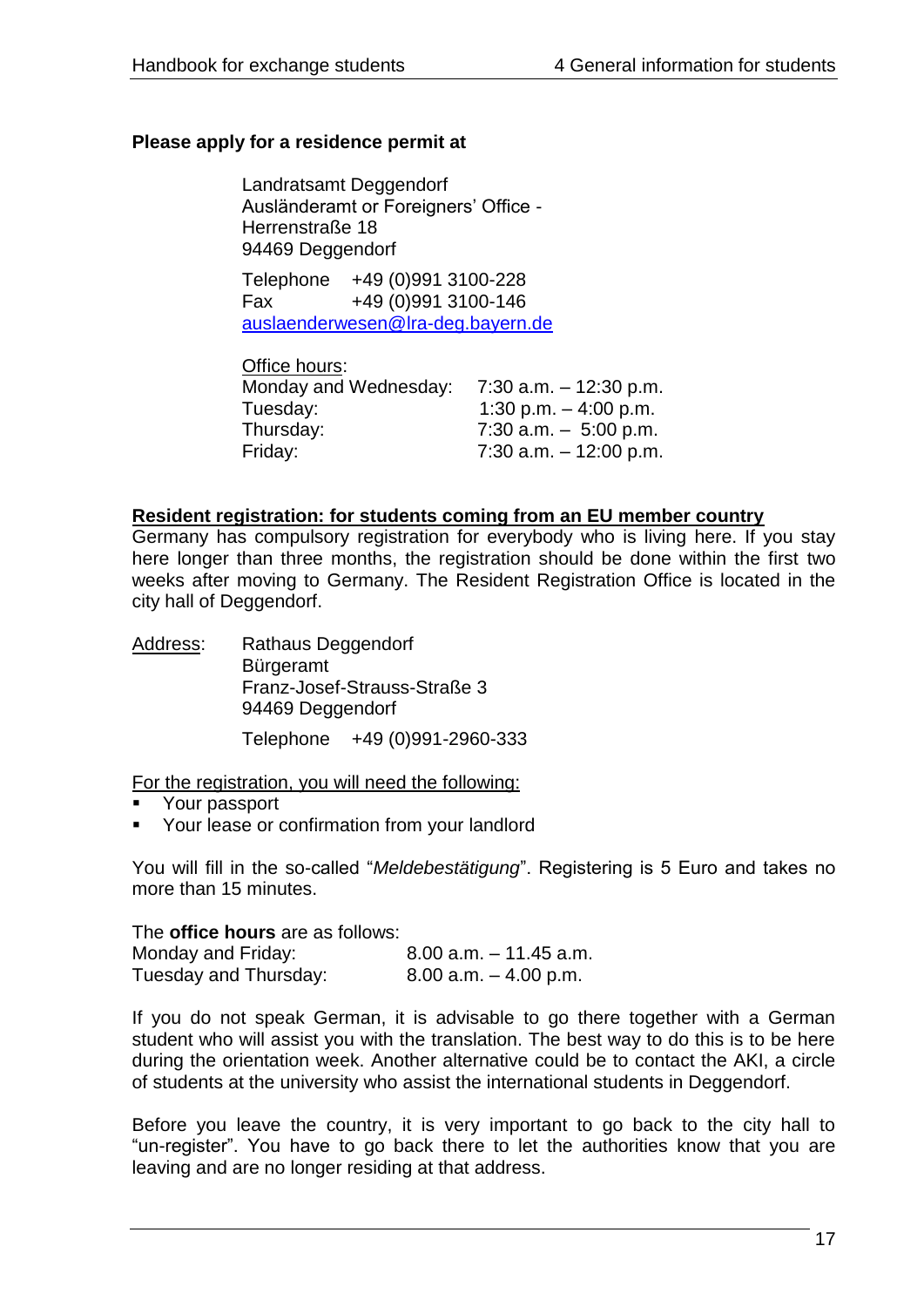**Please apply for a residence permit at**

Landratsamt Deggendorf
Ausländeramt or Foreigners' Office -
Herrenstraße 18
94469 Deggendorf

Telephone +49 (0)991 3100-228
Fax +49 (0)991 3100-146
auslaenderwesen@lra-deg.bayern.de

Office hours:

| | |
|---|---|
| Monday and Wednesday: | 7:30 a.m. – 12:30 p.m. |
| Tuesday: | 1:30 p.m. – 4:00 p.m. |
| Thursday: | 7:30 a.m. – 5:00 p.m. |
| Friday: | 7:30 a.m. – 12:00 p.m. |

**Resident registration: for students coming from an EU member country**

Germany has compulsory registration for everybody who is living here. If you stay here longer than three months, the registration should be done within the first two weeks after moving to Germany. The Resident Registration Office is located in the city hall of Deggendorf.

Address: Rathaus Deggendorf
Bürgeramt
Franz-Josef-Strauss-Straße 3
94469 Deggendorf

Telephone +49 (0)991-2960-333

For the registration, you will need the following:

- Your passport
- Your lease or confirmation from your landlord

You will fill in the so-called "*Meldebestätigung*". Registering is 5 Euro and takes no more than 15 minutes.

The **office hours** are as follows:

| | |
|---|---|
| Monday and Friday: | 8.00 a.m. – 11.45 a.m. |
| Tuesday and Thursday: | 8.00 a.m. – 4.00 p.m. |

If you do not speak German, it is advisable to go there together with a German student who will assist you with the translation. The best way to do this is to be here during the orientation week. Another alternative could be to contact the AKI, a circle of students at the university who assist the international students in Deggendorf.

Before you leave the country, it is very important to go back to the city hall to "un-register". You have to go back there to let the authorities know that you are leaving and are no longer residing at that address.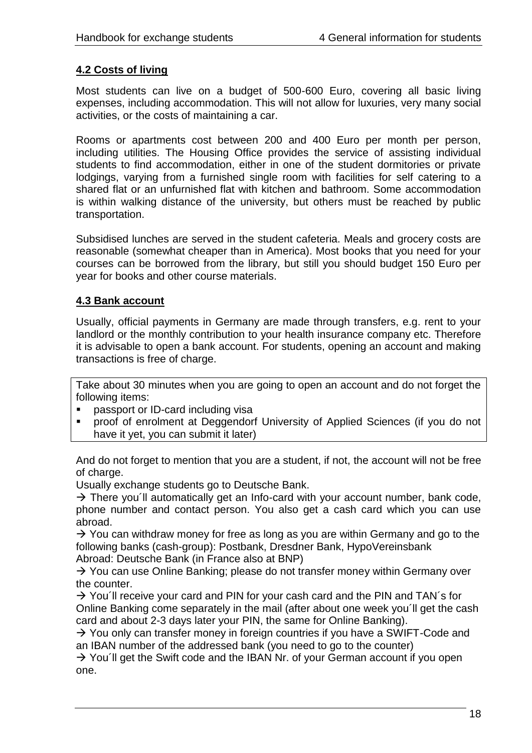## 4.2 Costs of living

Most students can live on a budget of 500-600 Euro, covering all basic living expenses, including accommodation. This will not allow for luxuries, very many social activities, or the costs of maintaining a car.

Rooms or apartments cost between 200 and 400 Euro per month per person, including utilities. The Housing Office provides the service of assisting individual students to find accommodation, either in one of the student dormitories or private lodgings, varying from a furnished single room with facilities for self catering to a shared flat or an unfurnished flat with kitchen and bathroom. Some accommodation is within walking distance of the university, but others must be reached by public transportation.

Subsidised lunches are served in the student cafeteria. Meals and grocery costs are reasonable (somewhat cheaper than in America). Most books that you need for your courses can be borrowed from the library, but still you should budget 150 Euro per year for books and other course materials.

## 4.3 Bank account

Usually, official payments in Germany are made through transfers, e.g. rent to your landlord or the monthly contribution to your health insurance company etc. Therefore it is advisable to open a bank account. For students, opening an account and making transactions is free of charge.

Take about 30 minutes when you are going to open an account and do not forget the following items:

- passport or ID-card including visa
- proof of enrolment at Deggendorf University of Applied Sciences (if you do not have it yet, you can submit it later)

And do not forget to mention that you are a student, if not, the account will not be free of charge.

Usually exchange students go to Deutsche Bank.

→ There you´ll automatically get an Info-card with your account number, bank code, phone number and contact person. You also get a cash card which you can use abroad.

→ You can withdraw money for free as long as you are within Germany and go to the following banks (cash-group): Postbank, Dresdner Bank, HypoVereinsbank
Abroad: Deutsche Bank (in France also at BNP)

→ You can use Online Banking; please do not transfer money within Germany over the counter.

→ You´ll receive your card and PIN for your cash card and the PIN and TAN´s for Online Banking come separately in the mail (after about one week you´ll get the cash card and about 2-3 days later your PIN, the same for Online Banking).

→ You only can transfer money in foreign countries if you have a SWIFT-Code and an IBAN number of the addressed bank (you need to go to the counter)

→ You´ll get the Swift code and the IBAN Nr. of your German account if you open one.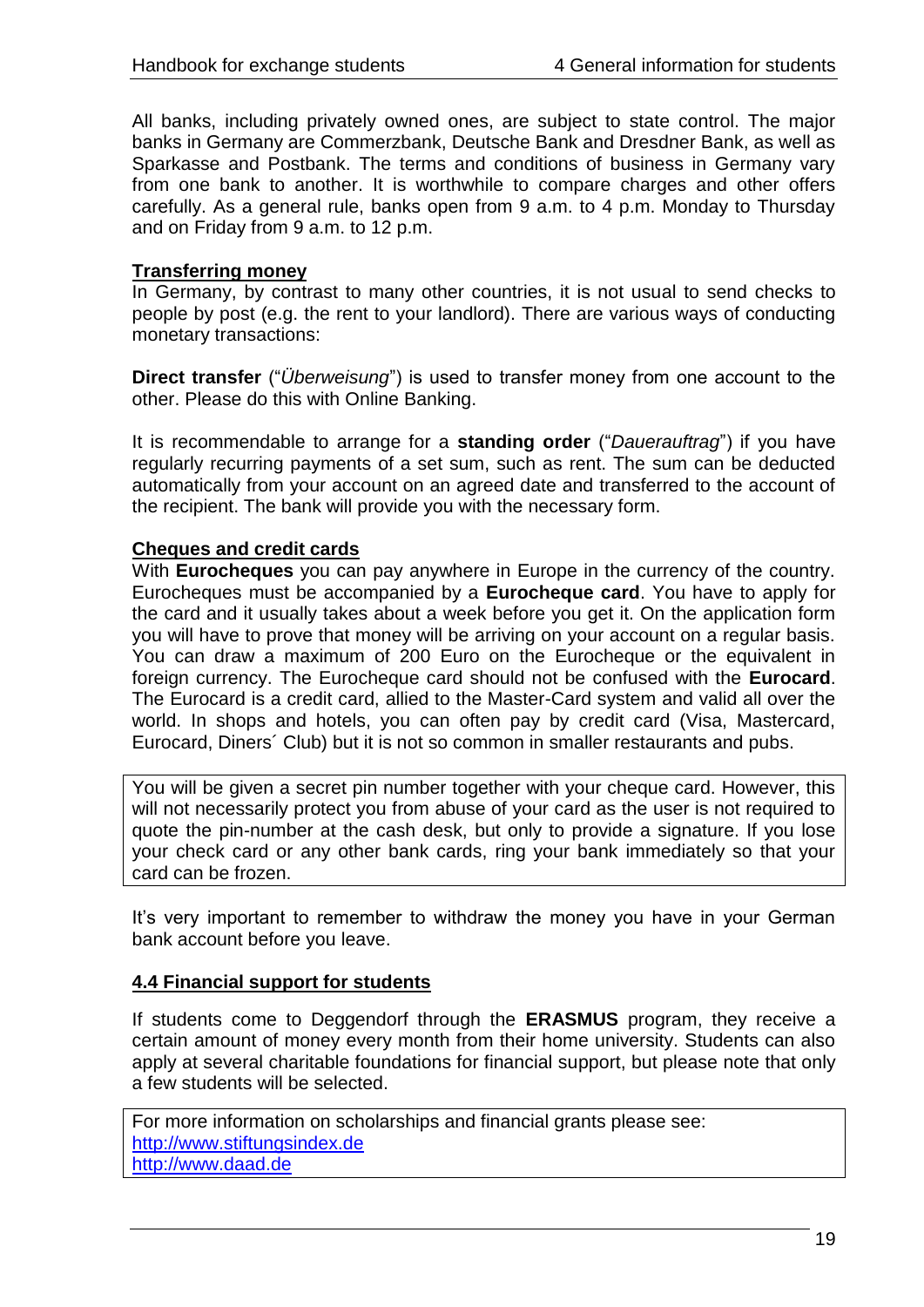All banks, including privately owned ones, are subject to state control. The major banks in Germany are Commerzbank, Deutsche Bank and Dresdner Bank, as well as Sparkasse and Postbank. The terms and conditions of business in Germany vary from one bank to another. It is worthwhile to compare charges and other offers carefully. As a general rule, banks open from 9 a.m. to 4 p.m. Monday to Thursday and on Friday from 9 a.m. to 12 p.m.

**Transferring money**

In Germany, by contrast to many other countries, it is not usual to send checks to people by post (e.g. the rent to your landlord). There are various ways of conducting monetary transactions:

**Direct transfer** ("*Überweisung*") is used to transfer money from one account to the other. Please do this with Online Banking.

It is recommendable to arrange for a **standing order** ("*Dauerauftrag*") if you have regularly recurring payments of a set sum, such as rent. The sum can be deducted automatically from your account on an agreed date and transferred to the account of the recipient. The bank will provide you with the necessary form.

**Cheques and credit cards**

With **Eurocheques** you can pay anywhere in Europe in the currency of the country. Eurocheques must be accompanied by a **Eurocheque card**. You have to apply for the card and it usually takes about a week before you get it. On the application form you will have to prove that money will be arriving on your account on a regular basis. You can draw a maximum of 200 Euro on the Eurocheque or the equivalent in foreign currency. The Eurocheque card should not be confused with the **Eurocard**. The Eurocard is a credit card, allied to the Master-Card system and valid all over the world. In shops and hotels, you can often pay by credit card (Visa, Mastercard, Eurocard, Diners´ Club) but it is not so common in smaller restaurants and pubs.

> You will be given a secret pin number together with your cheque card. However, this will not necessarily protect you from abuse of your card as the user is not required to quote the pin-number at the cash desk, but only to provide a signature. If you lose your check card or any other bank cards, ring your bank immediately so that your card can be frozen.

It's very important to remember to withdraw the money you have in your German bank account before you leave.

## 4.4 Financial support for students

If students come to Deggendorf through the **ERASMUS** program, they receive a certain amount of money every month from their home university. Students can also apply at several charitable foundations for financial support, but please note that only a few students will be selected.

> For more information on scholarships and financial grants please see:
> http://www.stiftungsindex.de
> http://www.daad.de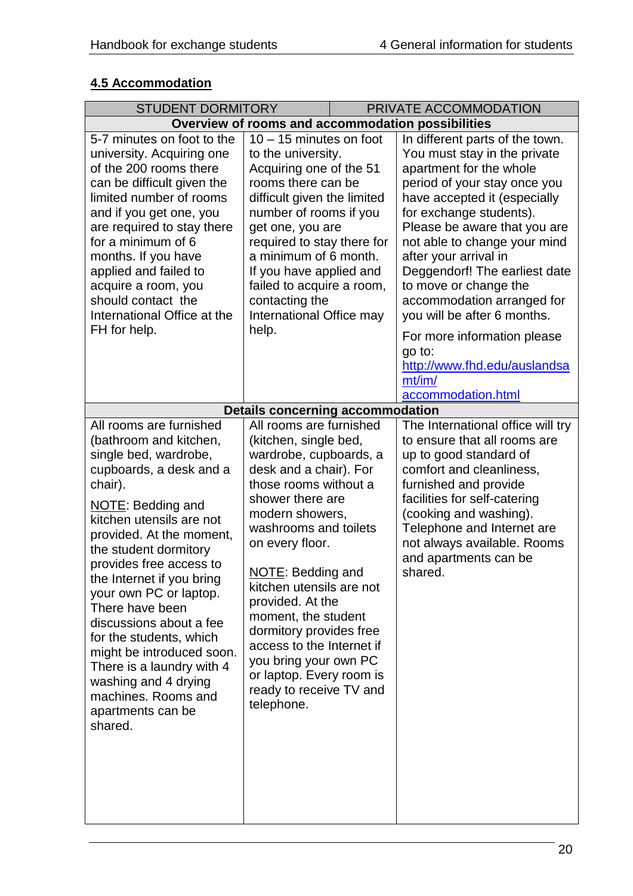## 4.5 Accommodation

| STUDENT DORMITORY | | PRIVATE ACCOMMODATION |
|---|---|---|
| **Overview of rooms and accommodation possibilities** | | |
| 5-7 minutes on foot to the university. Acquiring one of the 200 rooms there can be difficult given the limited number of rooms and if you get one, you are required to stay there for a minimum of 6 months. If you have applied and failed to acquire a room, you should contact the International Office at the FH for help. | 10 – 15 minutes on foot to the university. Acquiring one of the 51 rooms there can be difficult given the limited number of rooms if you get one, you are required to stay there for a minimum of 6 month. If you have applied and failed to acquire a room, contacting the International Office may help. | In different parts of the town. You must stay in the private apartment for the whole period of your stay once you have accepted it (especially for exchange students). Please be aware that you are not able to change your mind after your arrival in Deggendorf! The earliest date to move or change the accommodation arranged for you will be after 6 months.<br><br>For more information please go to: [http://www.fhd.edu/auslandsamt/im/accommodation.html](http://www.fhd.edu/auslandsamt/im/accommodation.html) |
| **Details concerning accommodation** | | |
| All rooms are furnished (bathroom and kitchen, single bed, wardrobe, cupboards, a desk and a chair).<br><br>NOTE: Bedding and kitchen utensils are not provided. At the moment, the student dormitory provides free access to the Internet if you bring your own PC or laptop. There have been discussions about a fee for the students, which might be introduced soon. There is a laundry with 4 washing and 4 drying machines. Rooms and apartments can be shared. | All rooms are furnished (kitchen, single bed, wardrobe, cupboards, a desk and a chair). For those rooms without a shower there are modern showers, washrooms and toilets on every floor.<br><br>NOTE: Bedding and kitchen utensils are not provided. At the moment, the student dormitory provides free access to the Internet if you bring your own PC or laptop. Every room is ready to receive TV and telephone. | The International office will try to ensure that all rooms are up to good standard of comfort and cleanliness, furnished and provide facilities for self-catering (cooking and washing). Telephone and Internet are not always available. Rooms and apartments can be shared. |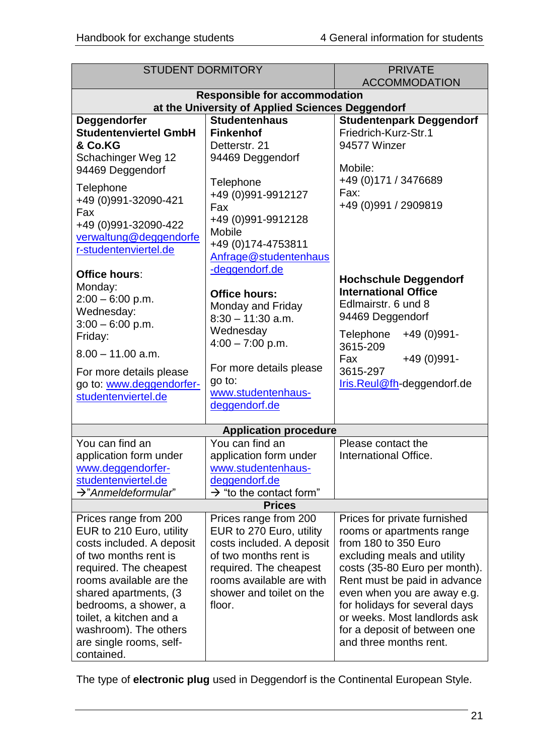| STUDENT DORMITORY | | PRIVATE ACCOMMODATION |
|---|---|---|
| **Responsible for accommodation at the University of Applied Sciences Deggendorf** | | |
| **Deggendorfer Studentenviertel GmbH & Co.KG**<br>Schachinger Weg 12<br>94469 Deggendorf<br><br>Telephone<br>+49 (0)991-32090-421<br>Fax<br>+49 (0)991-32090-422<br>verwaltung@deggendorfer-studentenviertel.de<br><br>**Office hours**:<br>Monday:<br>2:00 – 6:00 p.m.<br>Wednesday:<br>3:00 – 6:00 p.m.<br>Friday:<br>8.00 – 11.00 a.m.<br><br>For more details please go to: www.deggendorfer-studentenviertel.de | **Studentenhaus Finkenhof**<br>Detterstr. 21<br>94469 Deggendorf<br><br>Telephone<br>+49 (0)991-9912127<br>Fax<br>+49 (0)991-9912128<br>Mobile<br>+49 (0)174-4753811<br>Anfrage@studentenhaus-deggendorf.de<br><br>**Office hours:**<br>Monday and Friday<br>8:30 – 11:30 a.m.<br>Wednesday<br>4:00 – 7:00 p.m.<br><br>For more details please go to:<br>www.studentenhaus-deggendorf.de | **Studentenpark Deggendorf**<br>Friedrich-Kurz-Str.1<br>94577 Winzer<br><br>Mobile:<br>+49 (0)171 / 3476689<br>Fax:<br>+49 (0)991 / 2909819<br><br>**Hochschule Deggendorf International Office**<br>Edlmairstr. 6 und 8<br>94469 Deggendorf<br><br>Telephone +49 (0)991-3615-209<br>Fax +49 (0)991-3615-297<br>Iris.Reul@fh-deggendorf.de |
| **Application procedure** | | |
| You can find an application form under www.deggendorfer-studentenviertel.de<br>→*"Anmeldeformular"* | You can find an application form under www.studentenhaus-deggendorf.de<br>→ "to the contact form" | Please contact the International Office. |
| **Prices** | | |
| Prices range from 200 EUR to 210 Euro, utility costs included. A deposit of two months rent is required. The cheapest rooms available are the shared apartments, (3 bedrooms, a shower, a toilet, a kitchen and a washroom). The others are single rooms, self-contained. | Prices range from 200 EUR to 270 Euro, utility costs included. A deposit of two months rent is required. The cheapest rooms available are with shower and toilet on the floor. | Prices for private furnished rooms or apartments range from 180 to 350 Euro excluding meals and utility costs (35-80 Euro per month). Rent must be paid in advance even when you are away e.g. for holidays for several days or weeks. Most landlords ask for a deposit of between one and three months rent. |

The type of **electronic plug** used in Deggendorf is the Continental European Style.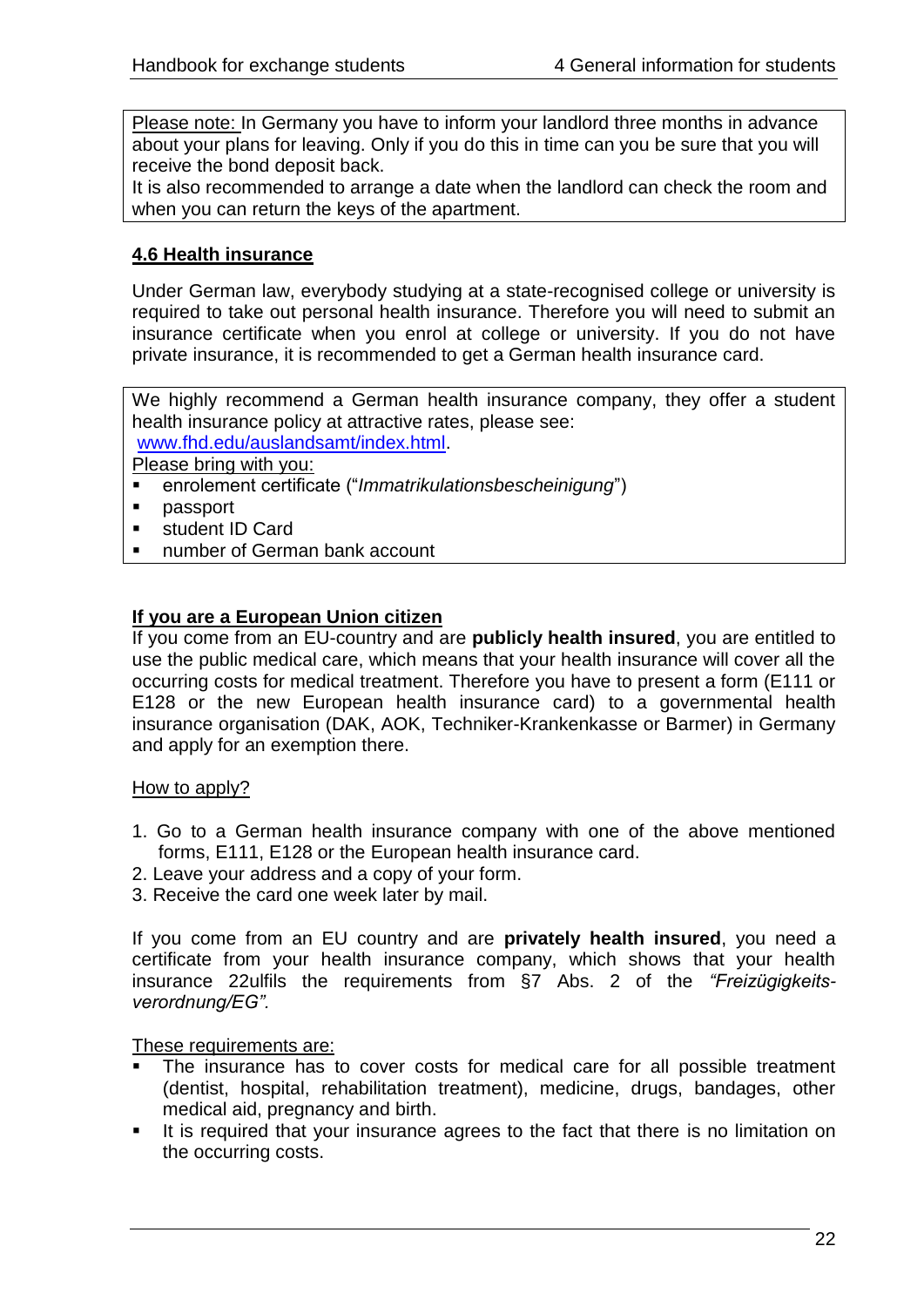Please note: In Germany you have to inform your landlord three months in advance about your plans for leaving. Only if you do this in time can you be sure that you will receive the bond deposit back.
It is also recommended to arrange a date when the landlord can check the room and when you can return the keys of the apartment.

## 4.6 Health insurance

Under German law, everybody studying at a state-recognised college or university is required to take out personal health insurance. Therefore you will need to submit an insurance certificate when you enrol at college or university. If you do not have private insurance, it is recommended to get a German health insurance card.

We highly recommend a German health insurance company, they offer a student health insurance policy at attractive rates, please see:
www.fhd.edu/auslandsamt/index.html.

Please bring with you:

- enrolement certificate ("*Immatrikulationsbescheinigung*")
- passport
- student ID Card
- number of German bank account

**If you are a European Union citizen**

If you come from an EU-country and are **publicly health insured**, you are entitled to use the public medical care, which means that your health insurance will cover all the occurring costs for medical treatment. Therefore you have to present a form (E111 or E128 or the new European health insurance card) to a governmental health insurance organisation (DAK, AOK, Techniker-Krankenkasse or Barmer) in Germany and apply for an exemption there.

How to apply?

1. Go to a German health insurance company with one of the above mentioned forms, E111, E128 or the European health insurance card.
2. Leave your address and a copy of your form.
3. Receive the card one week later by mail.

If you come from an EU country and are **privately health insured**, you need a certificate from your health insurance company, which shows that your health insurance 22ulfils the requirements from §7 Abs. 2 of the *"Freizügigkeits-verordnung/EG".*

These requirements are:

- The insurance has to cover costs for medical care for all possible treatment (dentist, hospital, rehabilitation treatment), medicine, drugs, bandages, other medical aid, pregnancy and birth.
- It is required that your insurance agrees to the fact that there is no limitation on the occurring costs.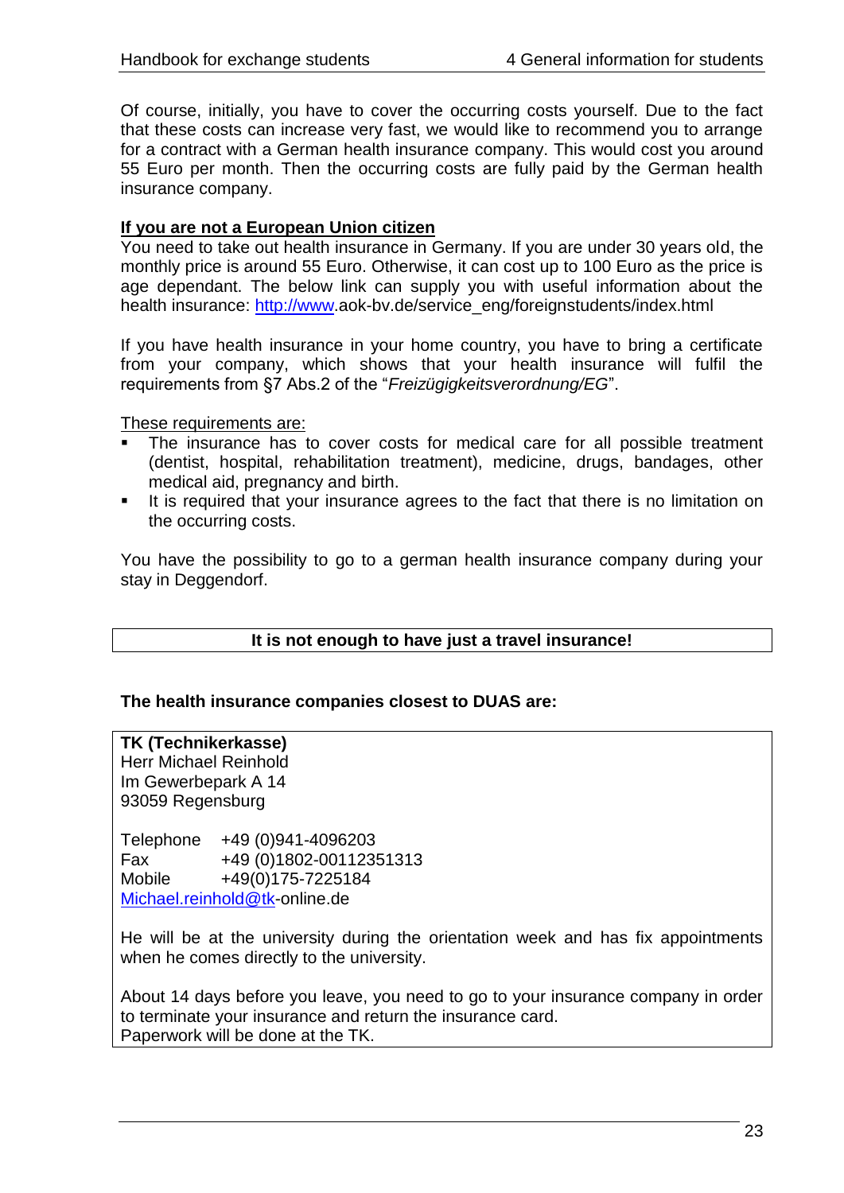Of course, initially, you have to cover the occurring costs yourself. Due to the fact that these costs can increase very fast, we would like to recommend you to arrange for a contract with a German health insurance company. This would cost you around 55 Euro per month. Then the occurring costs are fully paid by the German health insurance company.

**<u>If you are not a European Union citizen</u>**

You need to take out health insurance in Germany. If you are under 30 years old, the monthly price is around 55 Euro. Otherwise, it can cost up to 100 Euro as the price is age dependant. The below link can supply you with useful information about the health insurance: http://www.aok-bv.de/service_eng/foreignstudents/index.html

If you have health insurance in your home country, you have to bring a certificate from your company, which shows that your health insurance will fulfil the requirements from §7 Abs.2 of the "*Freizügigkeitsverordnung/EG*".

<u>These requirements are:</u>

- The insurance has to cover costs for medical care for all possible treatment (dentist, hospital, rehabilitation treatment), medicine, drugs, bandages, other medical aid, pregnancy and birth.
- It is required that your insurance agrees to the fact that there is no limitation on the occurring costs.

You have the possibility to go to a german health insurance company during your stay in Deggendorf.

**It is not enough to have just a travel insurance!**

**The health insurance companies closest to DUAS are:**

**TK (Technikerkasse)**
Herr Michael Reinhold
Im Gewerbepark A 14
93059 Regensburg

Telephone +49 (0)941-4096203
Fax +49 (0)1802-00112351313
Mobile +49(0)175-7225184
Michael.reinhold@tk-online.de

He will be at the university during the orientation week and has fix appointments when he comes directly to the university.

About 14 days before you leave, you need to go to your insurance company in order to terminate your insurance and return the insurance card.
Paperwork will be done at the TK.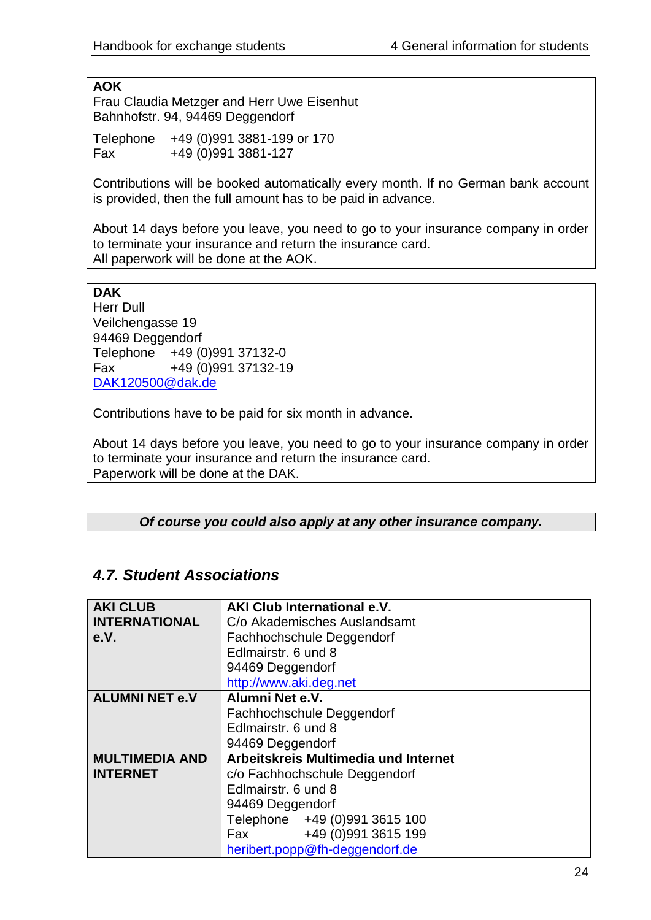**AOK**
Frau Claudia Metzger and Herr Uwe Eisenhut
Bahnhofstr. 94, 94469 Deggendorf

Telephone +49 (0)991 3881-199 or 170
Fax +49 (0)991 3881-127

Contributions will be booked automatically every month. If no German bank account is provided, then the full amount has to be paid in advance.

About 14 days before you leave, you need to go to your insurance company in order to terminate your insurance and return the insurance card.
All paperwork will be done at the AOK.

**DAK**
Herr Dull
Veilchengasse 19
94469 Deggendorf
Telephone +49 (0)991 37132-0
Fax +49 (0)991 37132-19
DAK120500@dak.de

Contributions have to be paid for six month in advance.

About 14 days before you leave, you need to go to your insurance company in order to terminate your insurance and return the insurance card.
Paperwork will be done at the DAK.

***Of course you could also apply at any other insurance company.***

## *4.7. Student Associations*

| | |
|---|---|
| **AKI CLUB INTERNATIONAL e.V.** | **AKI Club International e.V.**<br>C/o Akademisches Auslandsamt<br>Fachhochschule Deggendorf<br>Edlmairstr. 6 und 8<br>94469 Deggendorf<br>http://www.aki.deg.net |
| **ALUMNI NET e.V** | **Alumni Net e.V.**<br>Fachhochschule Deggendorf<br>Edlmairstr. 6 und 8<br>94469 Deggendorf |
| **MULTIMEDIA AND INTERNET** | **Arbeitskreis Multimedia und Internet**<br>c/o Fachhochschule Deggendorf<br>Edlmairstr. 6 und 8<br>94469 Deggendorf<br>Telephone +49 (0)991 3615 100<br>Fax +49 (0)991 3615 199<br>heribert.popp@fh-deggendorf.de |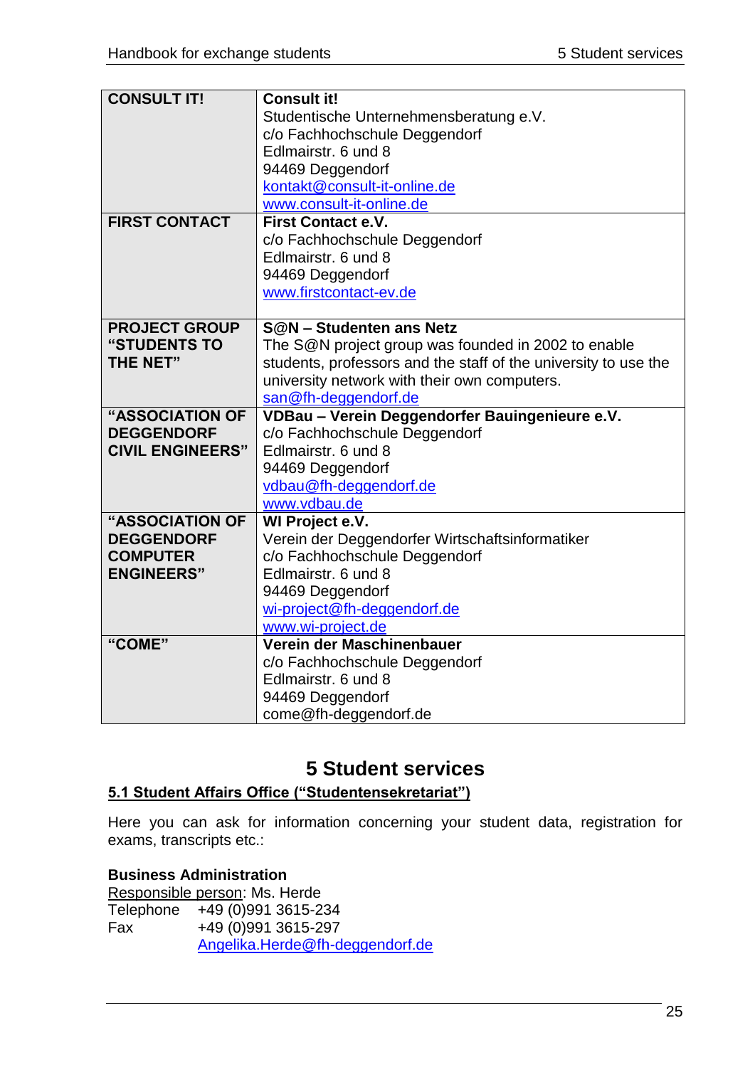| | |
|---|---|
| **CONSULT IT!** | **Consult it!**<br>Studentische Unternehmensberatung e.V.<br>c/o Fachhochschule Deggendorf<br>Edlmairstr. 6 und 8<br>94469 Deggendorf<br>kontakt@consult-it-online.de<br>www.consult-it-online.de |
| **FIRST CONTACT** | **First Contact e.V.**<br>c/o Fachhochschule Deggendorf<br>Edlmairstr. 6 und 8<br>94469 Deggendorf<br>www.firstcontact-ev.de |
| **PROJECT GROUP "STUDENTS TO THE NET"** | **S@N – Studenten ans Netz**<br>The S@N project group was founded in 2002 to enable students, professors and the staff of the university to use the university network with their own computers.<br>san@fh-deggendorf.de |
| **"ASSOCIATION OF DEGGENDORF CIVIL ENGINEERS"** | **VDBau – Verein Deggendorfer Bauingenieure e.V.**<br>c/o Fachhochschule Deggendorf<br>Edlmairstr. 6 und 8<br>94469 Deggendorf<br>vdbau@fh-deggendorf.de<br>www.vdbau.de |
| **"ASSOCIATION OF DEGGENDORF COMPUTER ENGINEERS"** | **WI Project e.V.**<br>Verein der Deggendorfer Wirtschaftsinformatiker<br>c/o Fachhochschule Deggendorf<br>Edlmairstr. 6 und 8<br>94469 Deggendorf<br>wi-project@fh-deggendorf.de<br>www.wi-project.de |
| **"COME"** | **Verein der Maschinenbauer**<br>c/o Fachhochschule Deggendorf<br>Edlmairstr. 6 und 8<br>94469 Deggendorf<br>come@fh-deggendorf.de |

# 5 Student services

## 5.1 Student Affairs Office ("Studentensekretariat")

Here you can ask for information concerning your student data, registration for exams, transcripts etc.:

**Business Administration**

Responsible person: Ms. Herde

Telephone +49 (0)991 3615-234
Fax +49 (0)991 3615-297
Angelika.Herde@fh-deggendorf.de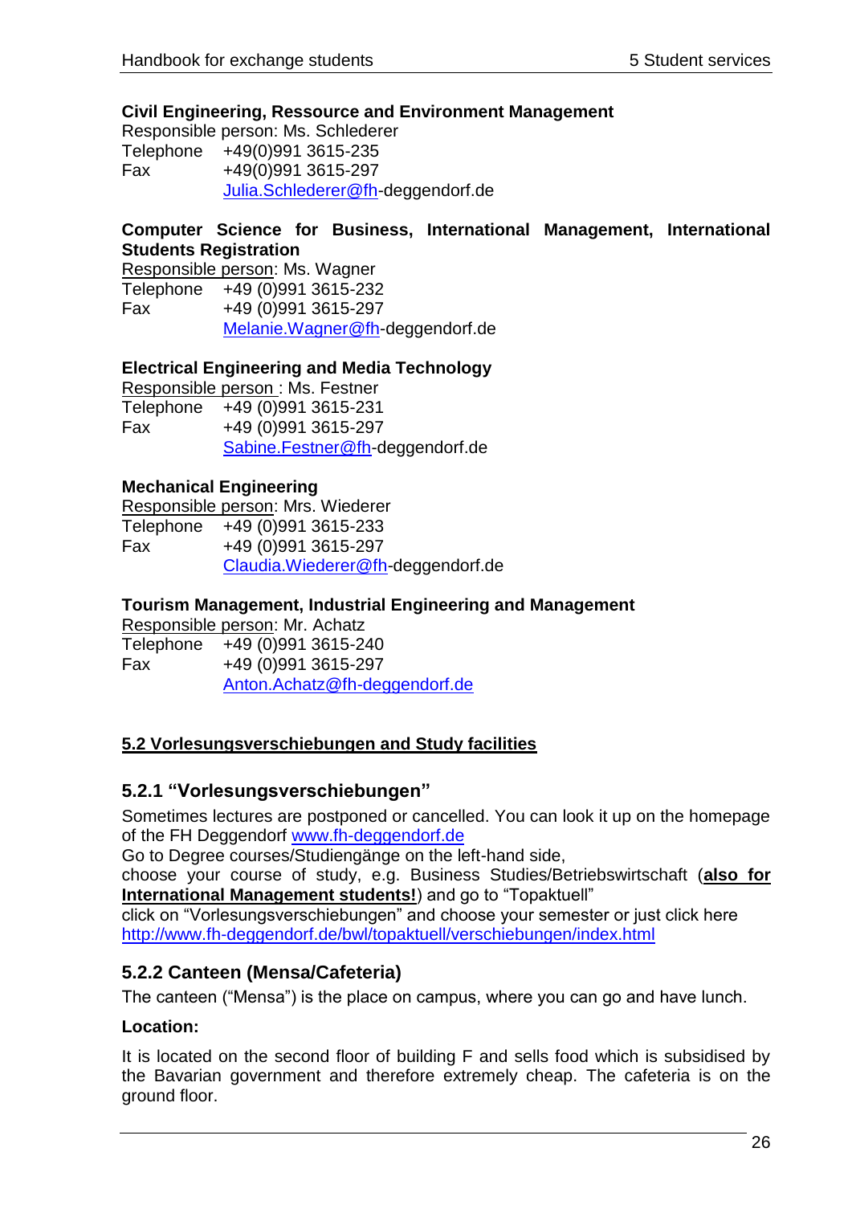**Civil Engineering, Ressource and Environment Management**

Responsible person: Ms. Schlederer
Telephone +49(0)991 3615-235
Fax +49(0)991 3615-297
Julia.Schlederer@fh-deggendorf.de

**Computer Science for Business, International Management, International Students Registration**

Responsible person: Ms. Wagner
Telephone +49 (0)991 3615-232
Fax +49 (0)991 3615-297
Melanie.Wagner@fh-deggendorf.de

**Electrical Engineering and Media Technology**

Responsible person : Ms. Festner
Telephone +49 (0)991 3615-231
Fax +49 (0)991 3615-297
Sabine.Festner@fh-deggendorf.de

**Mechanical Engineering**

Responsible person: Mrs. Wiederer
Telephone +49 (0)991 3615-233
Fax +49 (0)991 3615-297
Claudia.Wiederer@fh-deggendorf.de

**Tourism Management, Industrial Engineering and Management**

Responsible person: Mr. Achatz
Telephone +49 (0)991 3615-240
Fax +49 (0)991 3615-297
Anton.Achatz@fh-deggendorf.de

## 5.2 Vorlesungsverschiebungen and Study facilities

### 5.2.1 "Vorlesungsverschiebungen"

Sometimes lectures are postponed or cancelled. You can look it up on the homepage of the FH Deggendorf www.fh-deggendorf.de
Go to Degree courses/Studiengänge on the left-hand side,
choose your course of study, e.g. Business Studies/Betriebswirtschaft (**also for International Management students!**) and go to "Topaktuell"
click on "Vorlesungsverschiebungen" and choose your semester or just click here http://www.fh-deggendorf.de/bwl/topaktuell/verschiebungen/index.html

### 5.2.2 Canteen (Mensa/Cafeteria)

The canteen ("Mensa") is the place on campus, where you can go and have lunch.

**Location:**

It is located on the second floor of building F and sells food which is subsidised by the Bavarian government and therefore extremely cheap. The cafeteria is on the ground floor.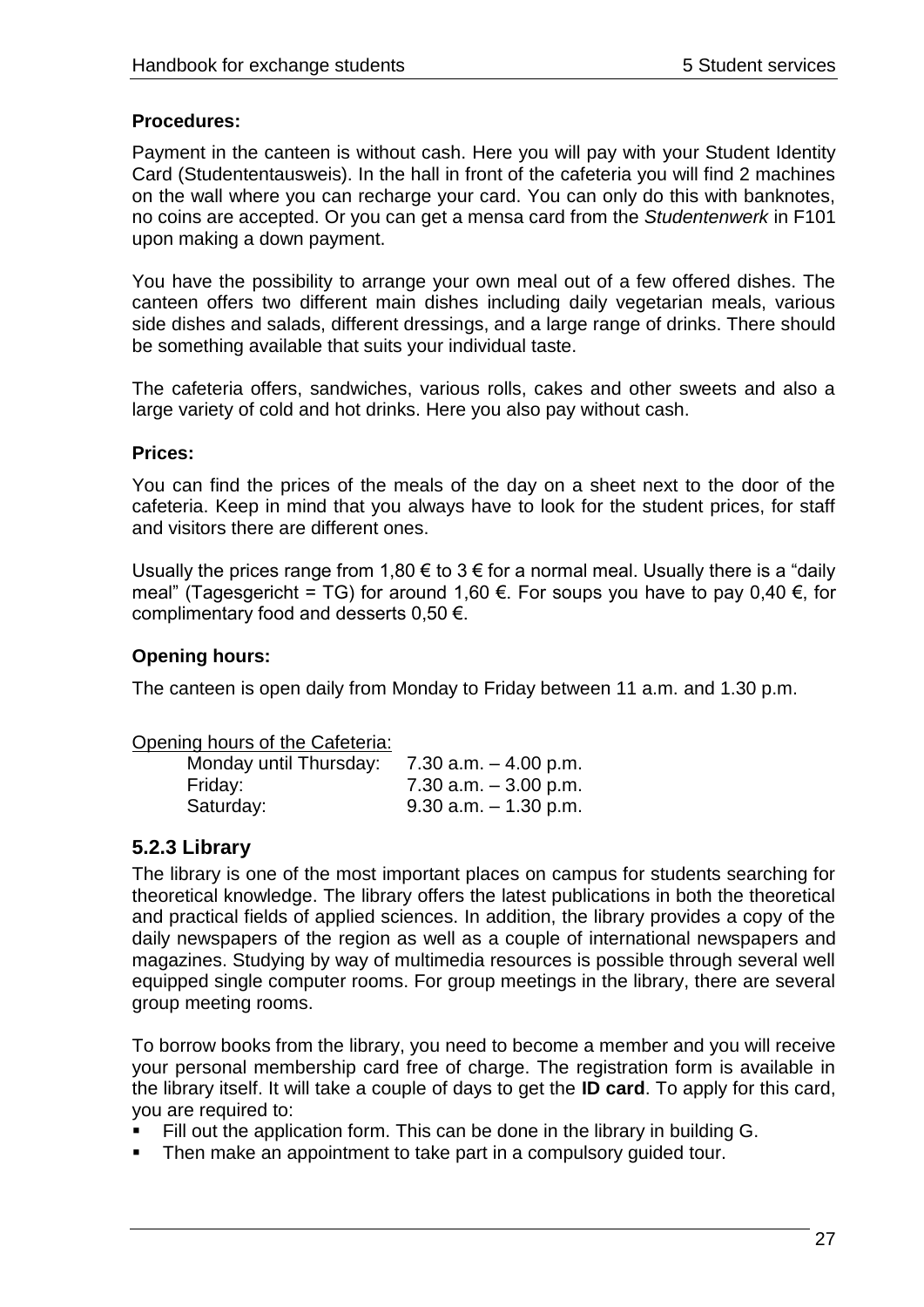**Procedures:**

Payment in the canteen is without cash. Here you will pay with your Student Identity Card (Studentenausweis). In the hall in front of the cafeteria you will find 2 machines on the wall where you can recharge your card. You can only do this with banknotes, no coins are accepted. Or you can get a mensa card from the *Studentenwerk* in F101 upon making a down payment.

You have the possibility to arrange your own meal out of a few offered dishes. The canteen offers two different main dishes including daily vegetarian meals, various side dishes and salads, different dressings, and a large range of drinks. There should be something available that suits your individual taste.

The cafeteria offers, sandwiches, various rolls, cakes and other sweets and also a large variety of cold and hot drinks. Here you also pay without cash.

**Prices:**

You can find the prices of the meals of the day on a sheet next to the door of the cafeteria. Keep in mind that you always have to look for the student prices, for staff and visitors there are different ones.

Usually the prices range from 1,80 € to 3 € for a normal meal. Usually there is a "daily meal" (Tagesgericht = TG) for around 1,60 €. For soups you have to pay 0,40 €, for complimentary food and desserts 0,50 €.

**Opening hours:**

The canteen is open daily from Monday to Friday between 11 a.m. and 1.30 p.m.

Opening hours of the Cafeteria:

| | |
|---|---|
| Monday until Thursday: | 7.30 a.m. – 4.00 p.m. |
| Friday: | 7.30 a.m. – 3.00 p.m. |
| Saturday: | 9.30 a.m. – 1.30 p.m. |

### 5.2.3 Library

The library is one of the most important places on campus for students searching for theoretical knowledge. The library offers the latest publications in both the theoretical and practical fields of applied sciences. In addition, the library provides a copy of the daily newspapers of the region as well as a couple of international newspapers and magazines. Studying by way of multimedia resources is possible through several well equipped single computer rooms. For group meetings in the library, there are several group meeting rooms.

To borrow books from the library, you need to become a member and you will receive your personal membership card free of charge. The registration form is available in the library itself. It will take a couple of days to get the **ID card**. To apply for this card, you are required to:

- Fill out the application form. This can be done in the library in building G.
- Then make an appointment to take part in a compulsory guided tour.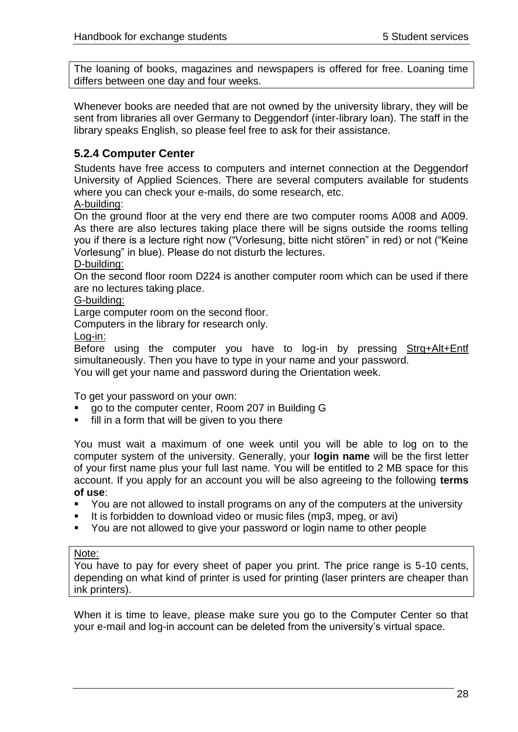The loaning of books, magazines and newspapers is offered for free. Loaning time differs between one day and four weeks.

Whenever books are needed that are not owned by the university library, they will be sent from libraries all over Germany to Deggendorf (inter-library loan). The staff in the library speaks English, so please feel free to ask for their assistance.

### 5.2.4 Computer Center

Students have free access to computers and internet connection at the Deggendorf University of Applied Sciences. There are several computers available for students where you can check your e-mails, do some research, etc.

A-building:

On the ground floor at the very end there are two computer rooms A008 and A009. As there are also lectures taking place there will be signs outside the rooms telling you if there is a lecture right now ("Vorlesung, bitte nicht stören" in red) or not ("Keine Vorlesung" in blue). Please do not disturb the lectures.

D-building:

On the second floor room D224 is another computer room which can be used if there are no lectures taking place.

G-building:

Large computer room on the second floor.

Computers in the library for research only.

Log-in:

Before using the computer you have to log-in by pressing Strg+Alt+Entf simultaneously. Then you have to type in your name and your password.

You will get your name and password during the Orientation week.

To get your password on your own:

- go to the computer center, Room 207 in Building G
- fill in a form that will be given to you there

You must wait a maximum of one week until you will be able to log on to the computer system of the university. Generally, your **login name** will be the first letter of your first name plus your full last name. You will be entitled to 2 MB space for this account. If you apply for an account you will be also agreeing to the following **terms of use**:

- You are not allowed to install programs on any of the computers at the university
- It is forbidden to download video or music files (mp3, mpeg, or avi)
- You are not allowed to give your password or login name to other people

Note:

You have to pay for every sheet of paper you print. The price range is 5-10 cents, depending on what kind of printer is used for printing (laser printers are cheaper than ink printers).

When it is time to leave, please make sure you go to the Computer Center so that your e-mail and log-in account can be deleted from the university's virtual space.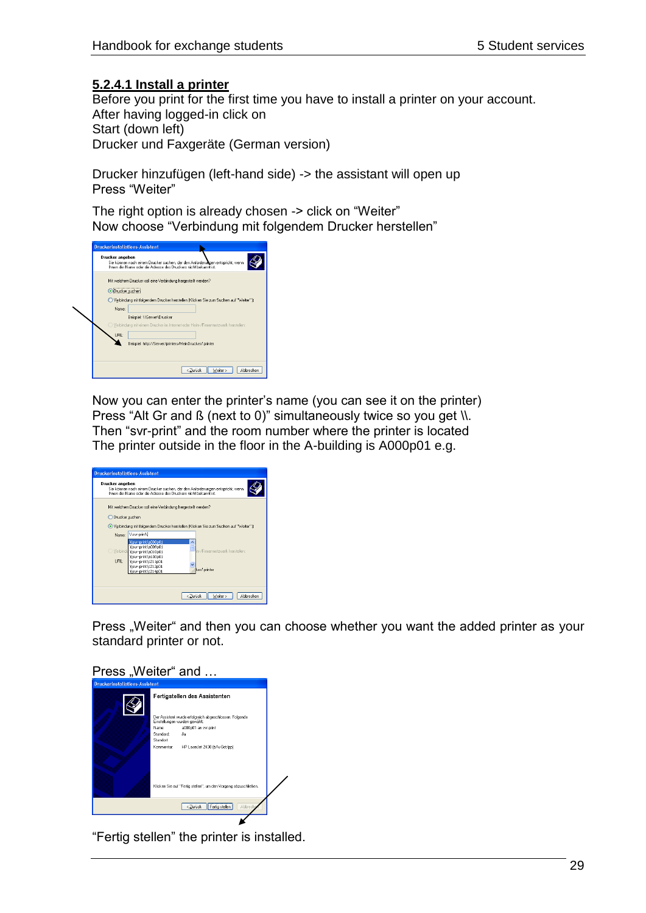### 5.2.4.1 Install a printer

Before you print for the first time you have to install a printer on your account.
After having logged-in click on
Start (down left)
Drucker und Faxgeräte (German version)

Drucker hinzufügen (left-hand side) -> the assistant will open up
Press “Weiter”

The right option is already chosen -> click on “Weiter”
Now choose “Verbindung mit folgendem Drucker herstellen”

Now you can enter the printer’s name (you can see it on the printer)
Press “Alt Gr and ß (next to 0)” simultaneously twice so you get \\.
Then “svr-print” and the room number where the printer is located
The printer outside in the floor in the A-building is A000p01 e.g.

Press „Weiter“ and then you can choose whether you want the added printer as your standard printer or not.

Press „Weiter“ and …

“Fertig stellen” the printer is installed.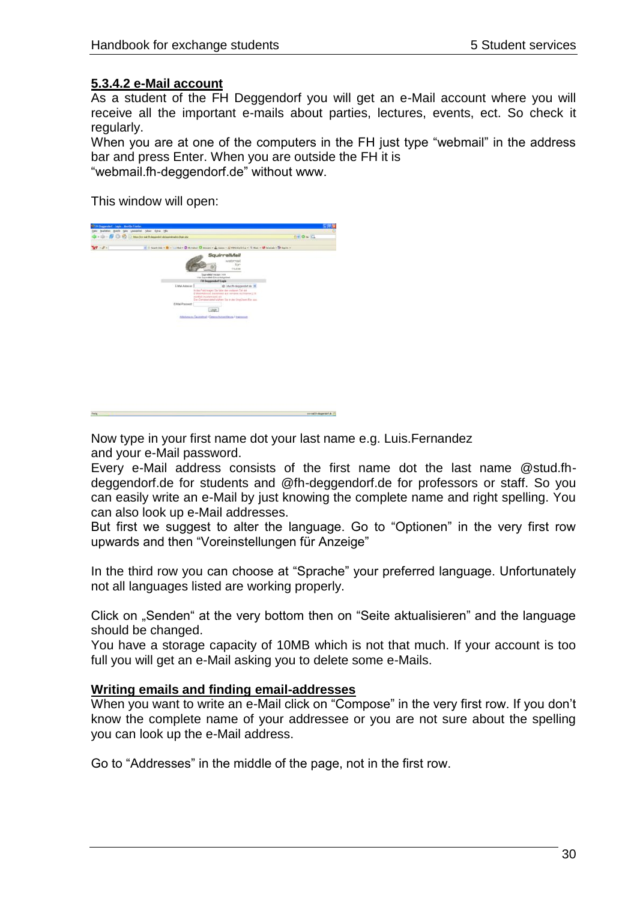### 5.3.4.2 e-Mail account

As a student of the FH Deggendorf you will get an e-Mail account where you will receive all the important e-mails about parties, lectures, events, ect. So check it regularly.

When you are at one of the computers in the FH just type "webmail" in the address bar and press Enter. When you are outside the FH it is "webmail.fh-deggendorf.de" without www.

This window will open:

Now type in your first name dot your last name e.g. Luis.Fernandez and your e-Mail password.

Every e-Mail address consists of the first name dot the last name @stud.fh-deggendorf.de for students and @fh-deggendorf.de for professors or staff. So you can easily write an e-Mail by just knowing the complete name and right spelling. You can also look up e-Mail addresses.

But first we suggest to alter the language. Go to "Optionen" in the very first row upwards and then "Voreinstellungen für Anzeige"

In the third row you can choose at "Sprache" your preferred language. Unfortunately not all languages listed are working properly.

Click on „Senden" at the very bottom then on "Seite aktualisieren" and the language should be changed.

You have a storage capacity of 10MB which is not that much. If your account is too full you will get an e-Mail asking you to delete some e-Mails.

**Writing emails and finding email-addresses**

When you want to write an e-Mail click on "Compose" in the very first row. If you don't know the complete name of your addressee or you are not sure about the spelling you can look up the e-Mail address.

Go to "Addresses" in the middle of the page, not in the first row.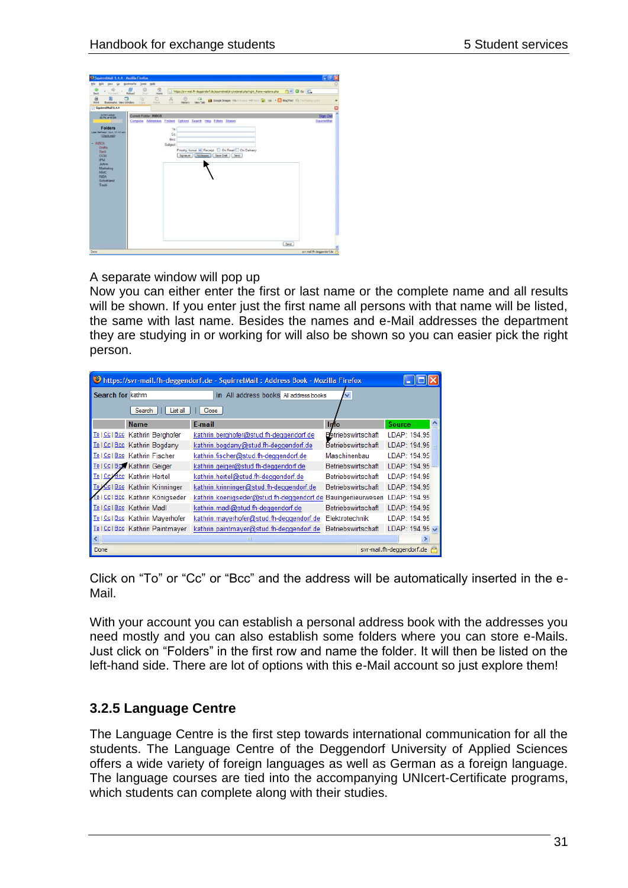A separate window will pop up

Now you can either enter the first or last name or the complete name and all results will be shown. If you enter just the first name all persons with that name will be listed, the same with last name. Besides the names and e-Mail addresses the department they are studying in or working for will also be shown so you can easier pick the right person.

Click on “To” or “Cc” or “Bcc” and the address will be automatically inserted in the e-Mail.

With your account you can establish a personal address book with the addresses you need mostly and you can also establish some folders where you can store e-Mails. Just click on “Folders” in the first row and name the folder. It will then be listed on the left-hand side. There are lot of options with this e-Mail account so just explore them!

### 3.2.5 Language Centre

The Language Centre is the first step towards international communication for all the students. The Language Centre of the Deggendorf University of Applied Sciences offers a wide variety of foreign languages as well as German as a foreign language. The language courses are tied into the accompanying UNIcert-Certificate programs, which students can complete along with their studies.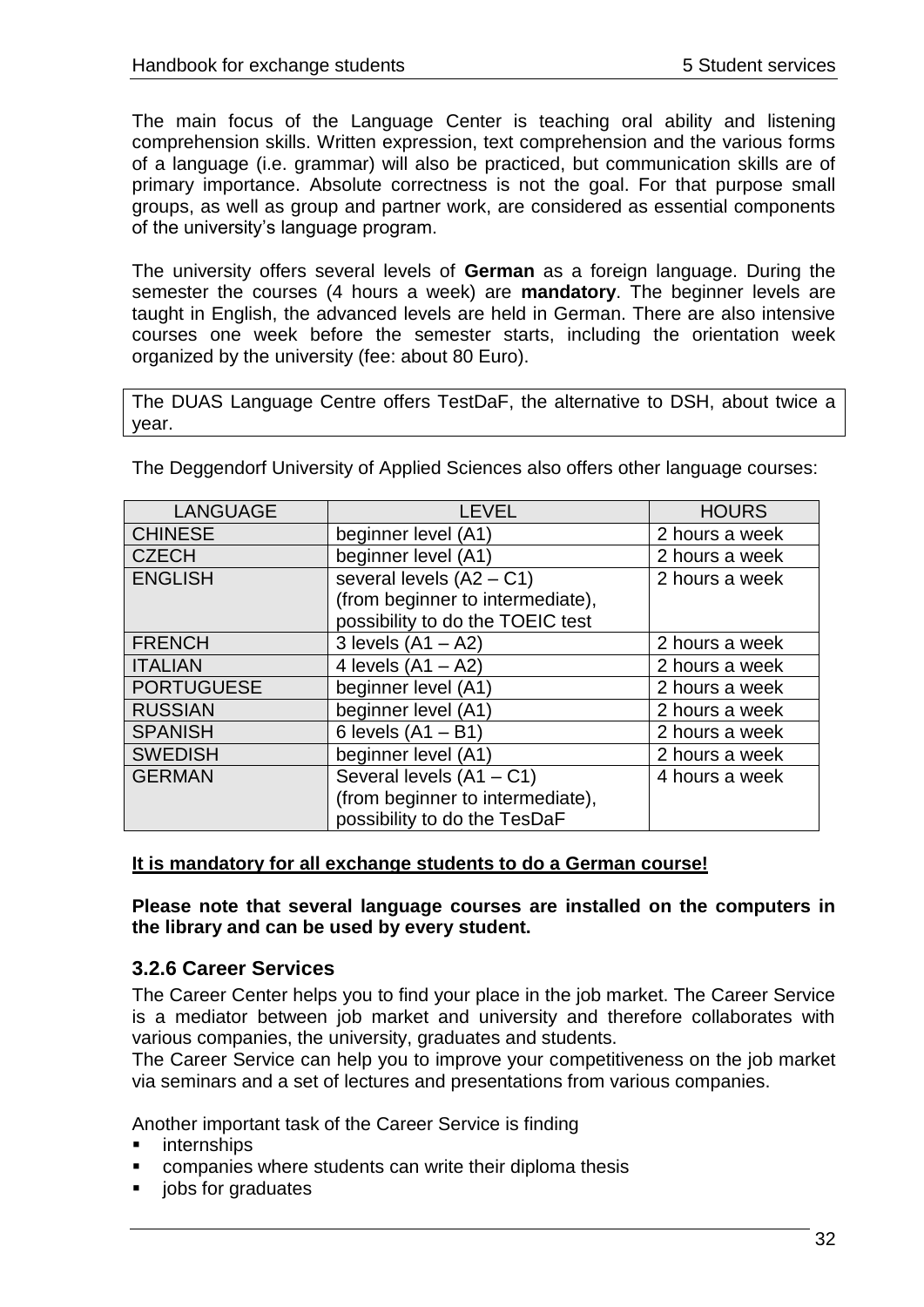The main focus of the Language Center is teaching oral ability and listening comprehension skills. Written expression, text comprehension and the various forms of a language (i.e. grammar) will also be practiced, but communication skills are of primary importance. Absolute correctness is not the goal. For that purpose small groups, as well as group and partner work, are considered as essential components of the university's language program.

The university offers several levels of **German** as a foreign language. During the semester the courses (4 hours a week) are **mandatory**. The beginner levels are taught in English, the advanced levels are held in German. There are also intensive courses one week before the semester starts, including the orientation week organized by the university (fee: about 80 Euro).

The DUAS Language Centre offers TestDaF, the alternative to DSH, about twice a year.

The Deggendorf University of Applied Sciences also offers other language courses:

| LANGUAGE | LEVEL | HOURS |
|---|---|---|
| CHINESE | beginner level (A1) | 2 hours a week |
| CZECH | beginner level (A1) | 2 hours a week |
| ENGLISH | several levels (A2 – C1) (from beginner to intermediate), possibility to do the TOEIC test | 2 hours a week |
| FRENCH | 3 levels (A1 – A2) | 2 hours a week |
| ITALIAN | 4 levels (A1 – A2) | 2 hours a week |
| PORTUGUESE | beginner level (A1) | 2 hours a week |
| RUSSIAN | beginner level (A1) | 2 hours a week |
| SPANISH | 6 levels (A1 – B1) | 2 hours a week |
| SWEDISH | beginner level (A1) | 2 hours a week |
| GERMAN | Several levels (A1 – C1) (from beginner to intermediate), possibility to do the TesDaF | 4 hours a week |

**It is mandatory for all exchange students to do a German course!**

**Please note that several language courses are installed on the computers in the library and can be used by every student.**

### 3.2.6 Career Services

The Career Center helps you to find your place in the job market. The Career Service is a mediator between job market and university and therefore collaborates with various companies, the university, graduates and students.
The Career Service can help you to improve your competitiveness on the job market via seminars and a set of lectures and presentations from various companies.

Another important task of the Career Service is finding

- internships
- companies where students can write their diploma thesis
- jobs for graduates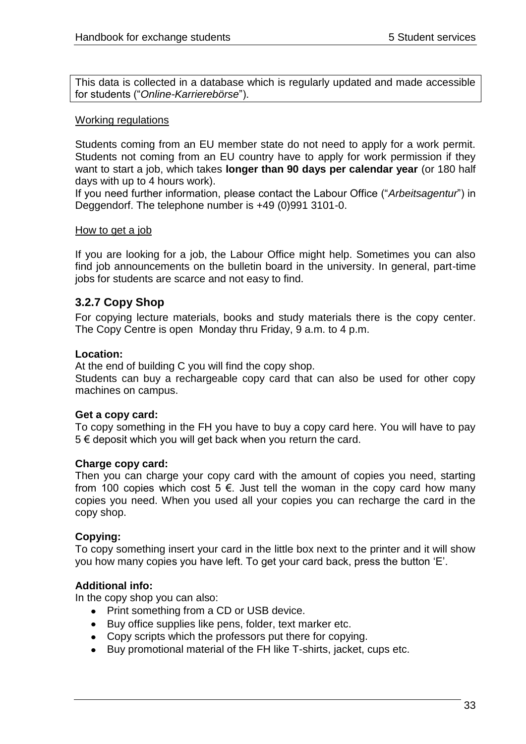This data is collected in a database which is regularly updated and made accessible for students ("*Online-Karrierebörse*").

Working regulations

Students coming from an EU member state do not need to apply for a work permit. Students not coming from an EU country have to apply for work permission if they want to start a job, which takes **longer than 90 days per calendar year** (or 180 half days with up to 4 hours work).
If you need further information, please contact the Labour Office ("*Arbeitsagentur*") in Deggendorf. The telephone number is +49 (0)991 3101-0.

How to get a job

If you are looking for a job, the Labour Office might help. Sometimes you can also find job announcements on the bulletin board in the university. In general, part-time jobs for students are scarce and not easy to find.

### 3.2.7 Copy Shop

For copying lecture materials, books and study materials there is the copy center. The Copy Centre is open Monday thru Friday, 9 a.m. to 4 p.m.

**Location:**
At the end of building C you will find the copy shop.
Students can buy a rechargeable copy card that can also be used for other copy machines on campus.

**Get a copy card:**
To copy something in the FH you have to buy a copy card here. You will have to pay 5 € deposit which you will get back when you return the card.

**Charge copy card:**
Then you can charge your copy card with the amount of copies you need, starting from 100 copies which cost 5 €. Just tell the woman in the copy card how many copies you need. When you used all your copies you can recharge the card in the copy shop.

**Copying:**
To copy something insert your card in the little box next to the printer and it will show you how many copies you have left. To get your card back, press the button 'E'.

**Additional info:**
In the copy shop you can also:

- Print something from a CD or USB device.
- Buy office supplies like pens, folder, text marker etc.
- Copy scripts which the professors put there for copying.
- Buy promotional material of the FH like T-shirts, jacket, cups etc.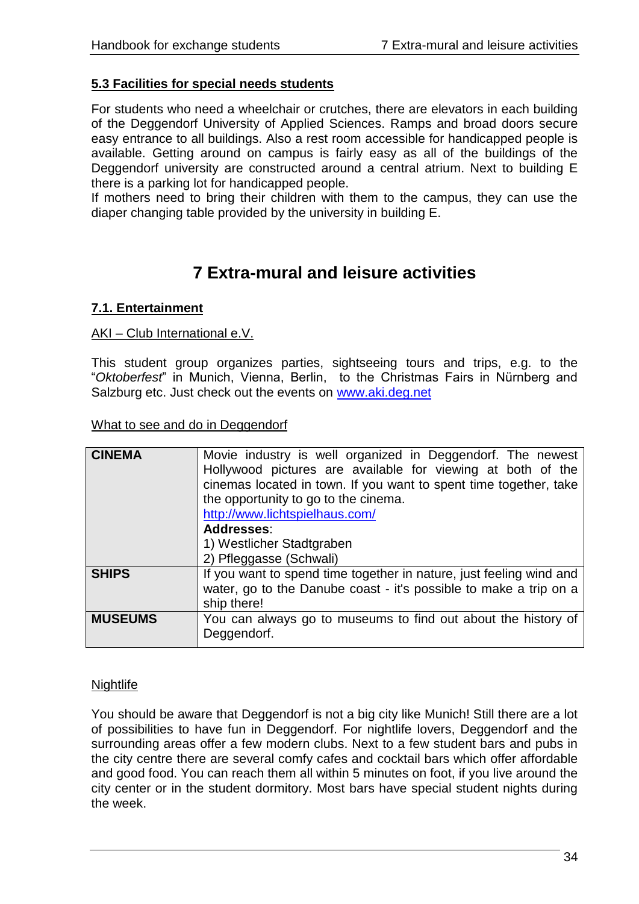### 5.3 Facilities for special needs students

For students who need a wheelchair or crutches, there are elevators in each building of the Deggendorf University of Applied Sciences. Ramps and broad doors secure easy entrance to all buildings. Also a rest room accessible for handicapped people is available. Getting around on campus is fairly easy as all of the buildings of the Deggendorf university are constructed around a central atrium. Next to building E there is a parking lot for handicapped people.
If mothers need to bring their children with them to the campus, they can use the diaper changing table provided by the university in building E.

# 7 Extra-mural and leisure activities

### 7.1. Entertainment

AKI – Club International e.V.

This student group organizes parties, sightseeing tours and trips, e.g. to the "*Oktoberfest*" in Munich, Vienna, Berlin, to the Christmas Fairs in Nürnberg and Salzburg etc. Just check out the events on www.aki.deg.net

What to see and do in Deggendorf

| | |
|---|---|
| **CINEMA** | Movie industry is well organized in Deggendorf. The newest Hollywood pictures are available for viewing at both of the cinemas located in town. If you want to spent time together, take the opportunity to go to the cinema.<br>http://www.lichtspielhaus.com/<br>**Addresses**:<br>1) Westlicher Stadtgraben<br>2) Pfleggasse (Schwali) |
| **SHIPS** | If you want to spend time together in nature, just feeling wind and water, go to the Danube coast - it's possible to make a trip on a ship there! |
| **MUSEUMS** | You can always go to museums to find out about the history of Deggendorf. |

Nightlife

You should be aware that Deggendorf is not a big city like Munich! Still there are a lot of possibilities to have fun in Deggendorf. For nightlife lovers, Deggendorf and the surrounding areas offer a few modern clubs. Next to a few student bars and pubs in the city centre there are several comfy cafes and cocktail bars which offer affordable and good food. You can reach them all within 5 minutes on foot, if you live around the city center or in the student dormitory. Most bars have special student nights during the week.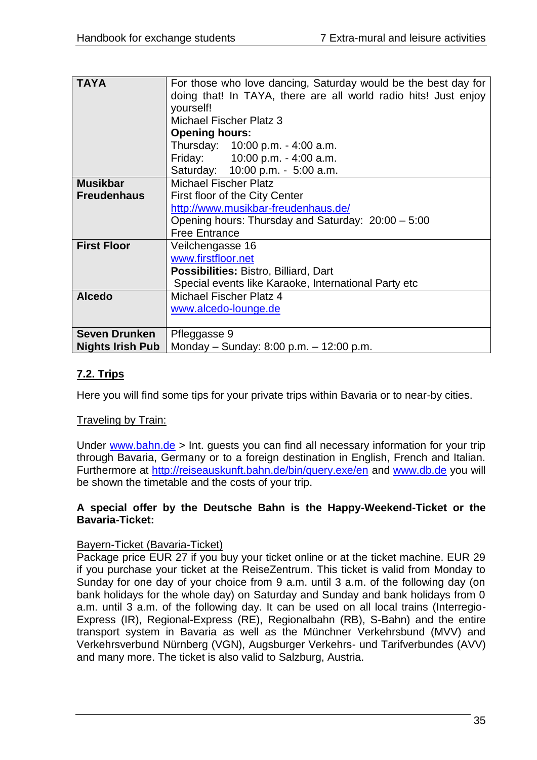| TAYA | For those who love dancing, Saturday would be the best day for doing that! In TAYA, there are all world radio hits! Just enjoy yourself!<br>Michael Fischer Platz 3<br>**Opening hours:**<br>Thursday: 10:00 p.m. - 4:00 a.m.<br>Friday: 10:00 p.m. - 4:00 a.m.<br>Saturday: 10:00 p.m. - 5:00 a.m. |
|---|---|
| **Musikbar Freudenhaus** | Michael Fischer Platz<br>First floor of the City Center<br>http://www.musikbar-freudenhaus.de/<br>Opening hours: Thursday and Saturday: 20:00 – 5:00<br>Free Entrance |
| **First Floor** | Veilchengasse 16<br>www.firstfloor.net<br>**Possibilities:** Bistro, Billiard, Dart<br>Special events like Karaoke, International Party etc |
| **Alcedo** | Michael Fischer Platz 4<br>www.alcedo-lounge.de |
| **Seven Drunken Nights Irish Pub** | Pfleggasse 9<br>Monday – Sunday: 8:00 p.m. – 12:00 p.m. |

## 7.2. Trips

Here you will find some tips for your private trips within Bavaria or to near-by cities.

Traveling by Train:

Under www.bahn.de > Int. guests you can find all necessary information for your trip through Bavaria, Germany or to a foreign destination in English, French and Italian. Furthermore at http://reiseauskunft.bahn.de/bin/query.exe/en and www.db.de you will be shown the timetable and the costs of your trip.

**A special offer by the Deutsche Bahn is the Happy-Weekend-Ticket or the Bavaria-Ticket:**

Bayern-Ticket (Bavaria-Ticket)

Package price EUR 27 if you buy your ticket online or at the ticket machine. EUR 29 if you purchase your ticket at the ReiseZentrum. This ticket is valid from Monday to Sunday for one day of your choice from 9 a.m. until 3 a.m. of the following day (on bank holidays for the whole day) on Saturday and Sunday and bank holidays from 0 a.m. until 3 a.m. of the following day. It can be used on all local trains (Interregio-Express (IR), Regional-Express (RE), Regionalbahn (RB), S-Bahn) and the entire transport system in Bavaria as well as the Münchner Verkehrsbund (MVV) and Verkehrsverbund Nürnberg (VGN), Augsburger Verkehrs- und Tarifverbundes (AVV) and many more. The ticket is also valid to Salzburg, Austria.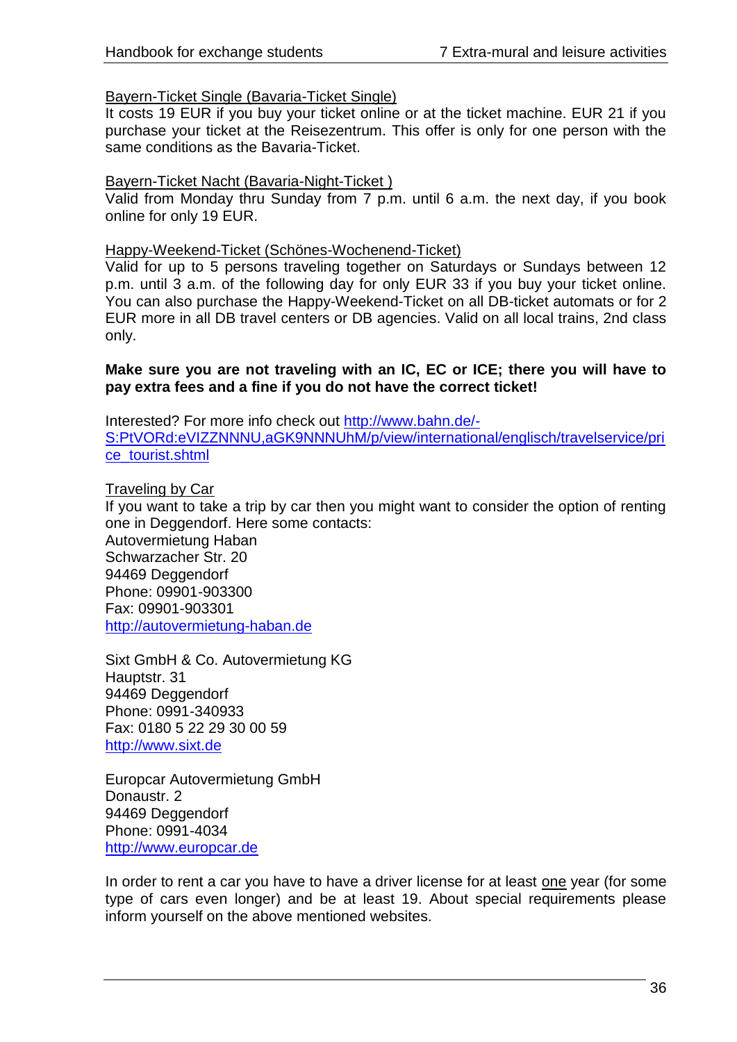Bayern-Ticket Single (Bavaria-Ticket Single)

It costs 19 EUR if you buy your ticket online or at the ticket machine. EUR 21 if you purchase your ticket at the Reisezentrum. This offer is only for one person with the same conditions as the Bavaria-Ticket.

Bayern-Ticket Nacht (Bavaria-Night-Ticket )

Valid from Monday thru Sunday from 7 p.m. until 6 a.m. the next day, if you book online for only 19 EUR.

Happy-Weekend-Ticket (Schönes-Wochenend-Ticket)

Valid for up to 5 persons traveling together on Saturdays or Sundays between 12 p.m. until 3 a.m. of the following day for only EUR 33 if you buy your ticket online. You can also purchase the Happy-Weekend-Ticket on all DB-ticket automats or for 2 EUR more in all DB travel centers or DB agencies. Valid on all local trains, 2nd class only.

**Make sure you are not traveling with an IC, EC or ICE; there you will have to pay extra fees and a fine if you do not have the correct ticket!**

Interested? For more info check out http://www.bahn.de/-S:PtVORd:eVIZZNNNU,aGK9NNNUhM/p/view/international/englisch/travelservice/price_tourist.shtml

Traveling by Car

If you want to take a trip by car then you might want to consider the option of renting one in Deggendorf. Here some contacts:

Autovermietung Haban
Schwarzacher Str. 20
94469 Deggendorf
Phone: 09901-903300
Fax: 09901-903301
http://autovermietung-haban.de

Sixt GmbH & Co. Autovermietung KG
Hauptstr. 31
94469 Deggendorf
Phone: 0991-340933
Fax: 0180 5 22 29 30 00 59
http://www.sixt.de

Europcar Autovermietung GmbH
Donaustr. 2
94469 Deggendorf
Phone: 0991-4034
http://www.europcar.de

In order to rent a car you have to have a driver license for at least one year (for some type of cars even longer) and be at least 19. About special requirements please inform yourself on the above mentioned websites.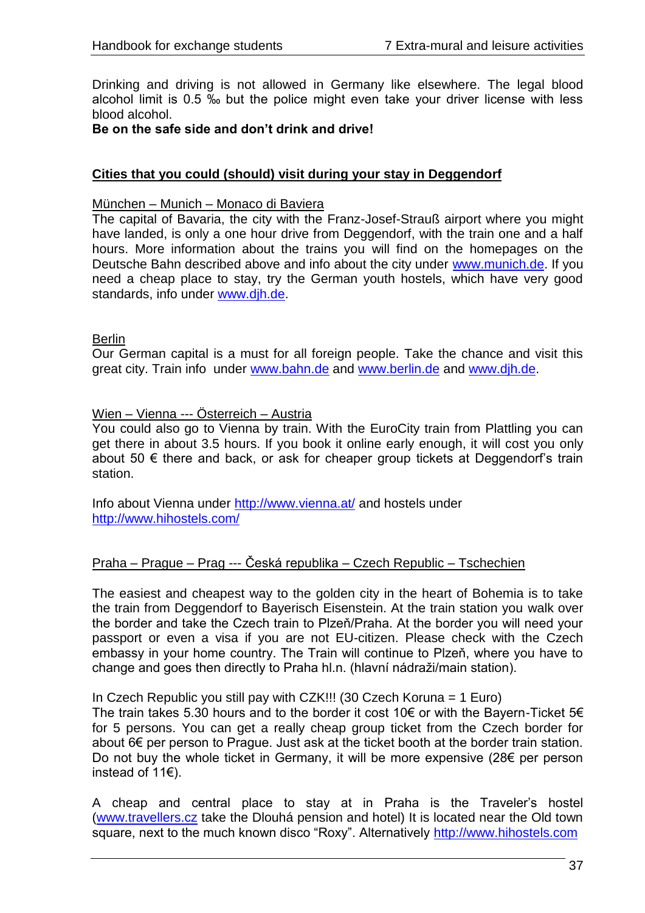Drinking and driving is not allowed in Germany like elsewhere. The legal blood alcohol limit is 0.5 ‰ but the police might even take your driver license with less blood alcohol.

**Be on the safe side and don't drink and drive!**

## Cities that you could (should) visit during your stay in Deggendorf

### München – Munich – Monaco di Baviera

The capital of Bavaria, the city with the Franz-Josef-Strauß airport where you might have landed, is only a one hour drive from Deggendorf, with the train one and a half hours. More information about the trains you will find on the homepages on the Deutsche Bahn described above and info about the city under www.munich.de. If you need a cheap place to stay, try the German youth hostels, which have very good standards, info under www.djh.de.

### Berlin

Our German capital is a must for all foreign people. Take the chance and visit this great city. Train info under www.bahn.de and www.berlin.de and www.djh.de.

### Wien – Vienna --- Österreich – Austria

You could also go to Vienna by train. With the EuroCity train from Plattling you can get there in about 3.5 hours. If you book it online early enough, it will cost you only about 50 € there and back, or ask for cheaper group tickets at Deggendorf's train station.

Info about Vienna under http://www.vienna.at/ and hostels under http://www.hihostels.com/

### Praha – Prague – Prag --- Česká republika – Czech Republic – Tschechien

The easiest and cheapest way to the golden city in the heart of Bohemia is to take the train from Deggendorf to Bayerisch Eisenstein. At the train station you walk over the border and take the Czech train to Plzeň/Praha. At the border you will need your passport or even a visa if you are not EU-citizen. Please check with the Czech embassy in your home country. The Train will continue to Plzeň, where you have to change and goes then directly to Praha hl.n. (hlavní nádraži/main station).

In Czech Republic you still pay with CZK!!! (30 Czech Koruna = 1 Euro)
The train takes 5.30 hours and to the border it cost 10€ or with the Bayern-Ticket 5€ for 5 persons. You can get a really cheap group ticket from the Czech border for about 6€ per person to Prague. Just ask at the ticket booth at the border train station. Do not buy the whole ticket in Germany, it will be more expensive (28€ per person instead of 11€).

A cheap and central place to stay at in Praha is the Traveler's hostel (www.travellers.cz take the Dlouhá pension and hotel) It is located near the Old town square, next to the much known disco "Roxy". Alternatively http://www.hihostels.com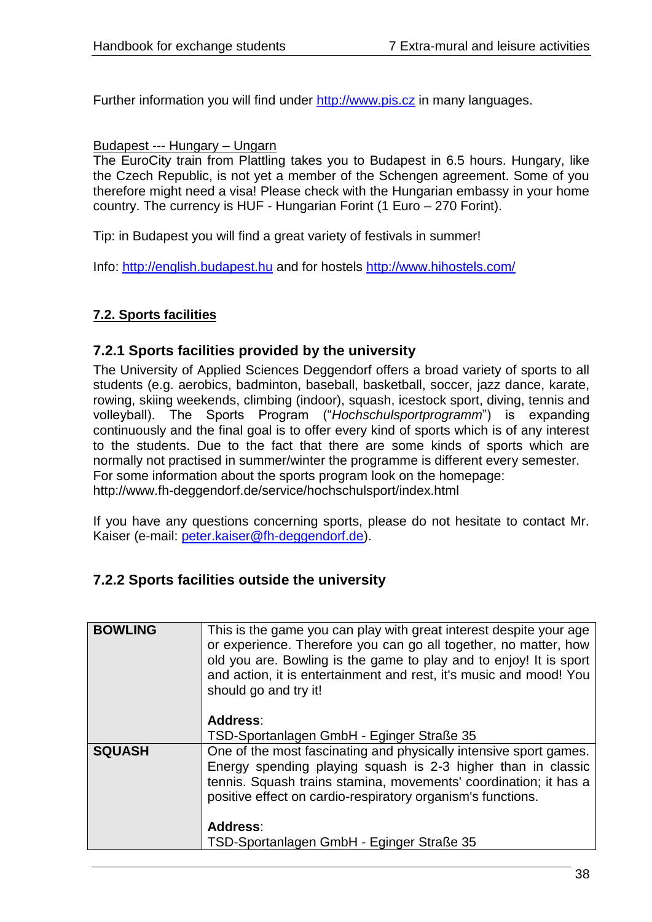Further information you will find under http://www.pis.cz in many languages.

Budapest --- Hungary – Ungarn

The EuroCity train from Plattling takes you to Budapest in 6.5 hours. Hungary, like the Czech Republic, is not yet a member of the Schengen agreement. Some of you therefore might need a visa! Please check with the Hungarian embassy in your home country. The currency is HUF - Hungarian Forint (1 Euro – 270 Forint).

Tip: in Budapest you will find a great variety of festivals in summer!

Info: http://english.budapest.hu and for hostels http://www.hihostels.com/

## 7.2. Sports facilities

### 7.2.1 Sports facilities provided by the university

The University of Applied Sciences Deggendorf offers a broad variety of sports to all students (e.g. aerobics, badminton, baseball, basketball, soccer, jazz dance, karate, rowing, skiing weekends, climbing (indoor), squash, icestock sport, diving, tennis and volleyball). The Sports Program ("*Hochschulsportprogramm*") is expanding continuously and the final goal is to offer every kind of sports which is of any interest to the students. Due to the fact that there are some kinds of sports which are normally not practised in summer/winter the programme is different every semester.
For some information about the sports program look on the homepage:
http://www.fh-deggendorf.de/service/hochschulsport/index.html

If you have any questions concerning sports, please do not hesitate to contact Mr. Kaiser (e-mail: peter.kaiser@fh-deggendorf.de).

### 7.2.2 Sports facilities outside the university

| | |
|---|---|
| **BOWLING** | This is the game you can play with great interest despite your age or experience. Therefore you can go all together, no matter, how old you are. Bowling is the game to play and to enjoy! It is sport and action, it is entertainment and rest, it's music and mood! You should go and try it!<br><br>**Address**:<br>TSD-Sportanlagen GmbH - Eginger Straße 35 |
| **SQUASH** | One of the most fascinating and physically intensive sport games. Energy spending playing squash is 2-3 higher than in classic tennis. Squash trains stamina, movements' coordination; it has a positive effect on cardio-respiratory organism's functions.<br><br>**Address**:<br>TSD-Sportanlagen GmbH - Eginger Straße 35 |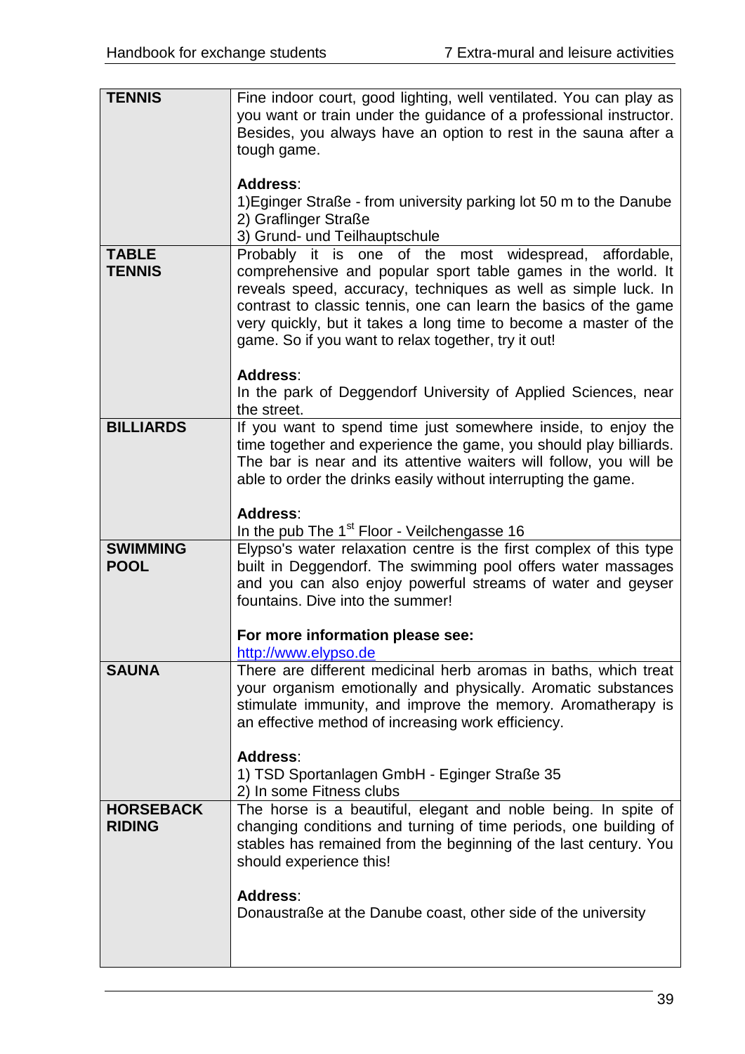| | |
|---|---|
| **TENNIS** | Fine indoor court, good lighting, well ventilated. You can play as you want or train under the guidance of a professional instructor. Besides, you always have an option to rest in the sauna after a tough game.<br><br>**Address**:<br>1)Eginger Straße - from university parking lot 50 m to the Danube<br>2) Graflinger Straße<br>3) Grund- und Teilhauptschule |
| **TABLE TENNIS** | Probably it is one of the most widespread, affordable, comprehensive and popular sport table games in the world. It reveals speed, accuracy, techniques as well as simple luck. In contrast to classic tennis, one can learn the basics of the game very quickly, but it takes a long time to become a master of the game. So if you want to relax together, try it out!<br><br>**Address**:<br>In the park of Deggendorf University of Applied Sciences, near the street. |
| **BILLIARDS** | If you want to spend time just somewhere inside, to enjoy the time together and experience the game, you should play billiards. The bar is near and its attentive waiters will follow, you will be able to order the drinks easily without interrupting the game.<br><br>**Address**:<br>In the pub The 1st Floor - Veilchengasse 16 |
| **SWIMMING POOL** | Elypso's water relaxation centre is the first complex of this type built in Deggendorf. The swimming pool offers water massages and you can also enjoy powerful streams of water and geyser fountains. Dive into the summer!<br><br>**For more information please see:**<br>http://www.elypso.de |
| **SAUNA** | There are different medicinal herb aromas in baths, which treat your organism emotionally and physically. Aromatic substances stimulate immunity, and improve the memory. Aromatherapy is an effective method of increasing work efficiency.<br><br>**Address**:<br>1) TSD Sportanlagen GmbH - Eginger Straße 35<br>2) In some Fitness clubs |
| **HORSEBACK RIDING** | The horse is a beautiful, elegant and noble being. In spite of changing conditions and turning of time periods, one building of stables has remained from the beginning of the last century. You should experience this!<br><br>**Address**:<br>Donaustraße at the Danube coast, other side of the university |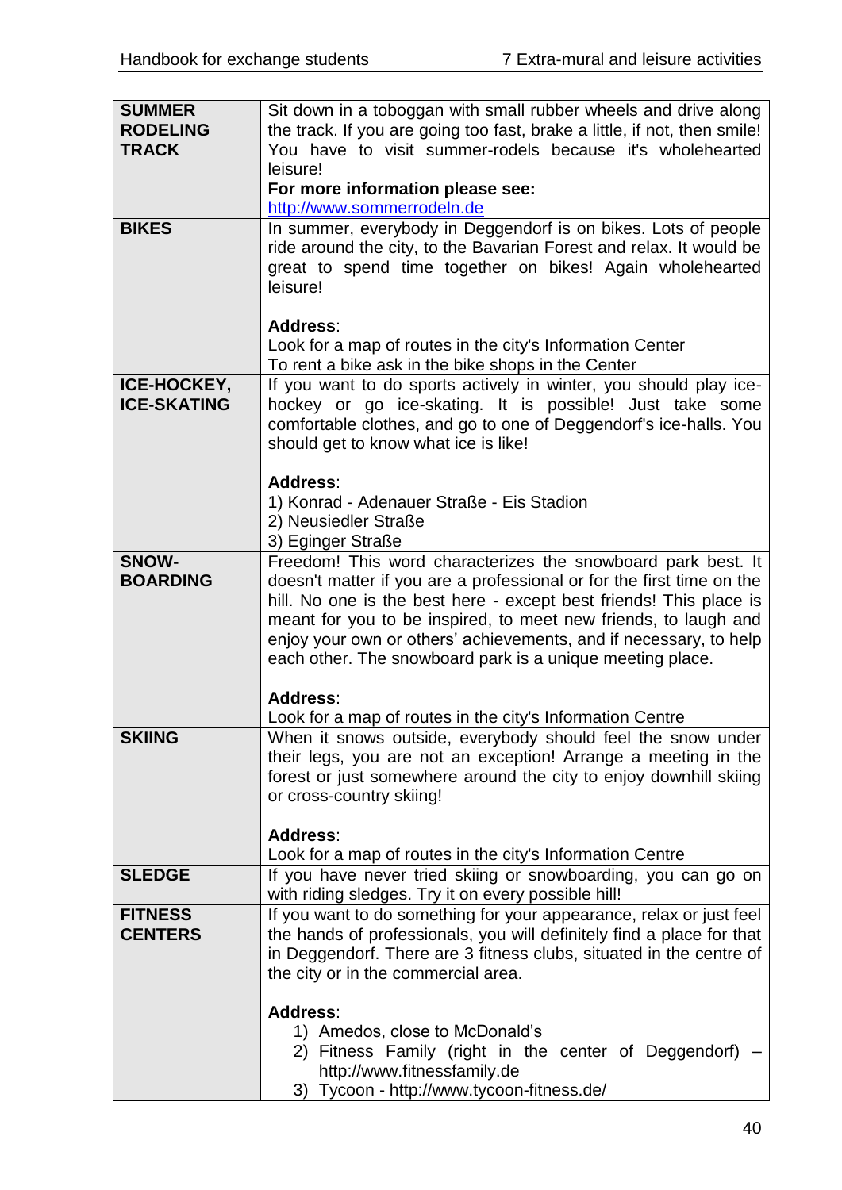| | |
|---|---|
| **SUMMER RODELING TRACK** | Sit down in a toboggan with small rubber wheels and drive along the track. If you are going too fast, brake a little, if not, then smile! You have to visit summer-rodels because it's wholehearted leisure!<br>**For more information please see:**<br>http://www.sommerrodeln.de |
| **BIKES** | In summer, everybody in Deggendorf is on bikes. Lots of people ride around the city, to the Bavarian Forest and relax. It would be great to spend time together on bikes! Again wholehearted leisure!<br><br>**Address**:<br>Look for a map of routes in the city's Information Center<br>To rent a bike ask in the bike shops in the Center |
| **ICE-HOCKEY, ICE-SKATING** | If you want to do sports actively in winter, you should play ice-hockey or go ice-skating. It is possible! Just take some comfortable clothes, and go to one of Deggendorf's ice-halls. You should get to know what ice is like!<br><br>**Address**:<br>1) Konrad - Adenauer Straße - Eis Stadion<br>2) Neusiedler Straße<br>3) Eginger Straße |
| **SNOW-BOARDING** | Freedom! This word characterizes the snowboard park best. It doesn't matter if you are a professional or for the first time on the hill. No one is the best here - except best friends! This place is meant for you to be inspired, to meet new friends, to laugh and enjoy your own or others' achievements, and if necessary, to help each other. The snowboard park is a unique meeting place.<br><br>**Address**:<br>Look for a map of routes in the city's Information Centre |
| **SKIING** | When it snows outside, everybody should feel the snow under their legs, you are not an exception! Arrange a meeting in the forest or just somewhere around the city to enjoy downhill skiing or cross-country skiing!<br><br>**Address**:<br>Look for a map of routes in the city's Information Centre |
| **SLEDGE** | If you have never tried skiing or snowboarding, you can go on with riding sledges. Try it on every possible hill! |
| **FITNESS CENTERS** | If you want to do something for your appearance, relax or just feel the hands of professionals, you will definitely find a place for that in Deggendorf. There are 3 fitness clubs, situated in the centre of the city or in the commercial area.<br><br>**Address**:<br>1) Amedos, close to McDonald's<br>2) Fitness Family (right in the center of Deggendorf) – http://www.fitnessfamily.de<br>3) Tycoon - http://www.tycoon-fitness.de/ |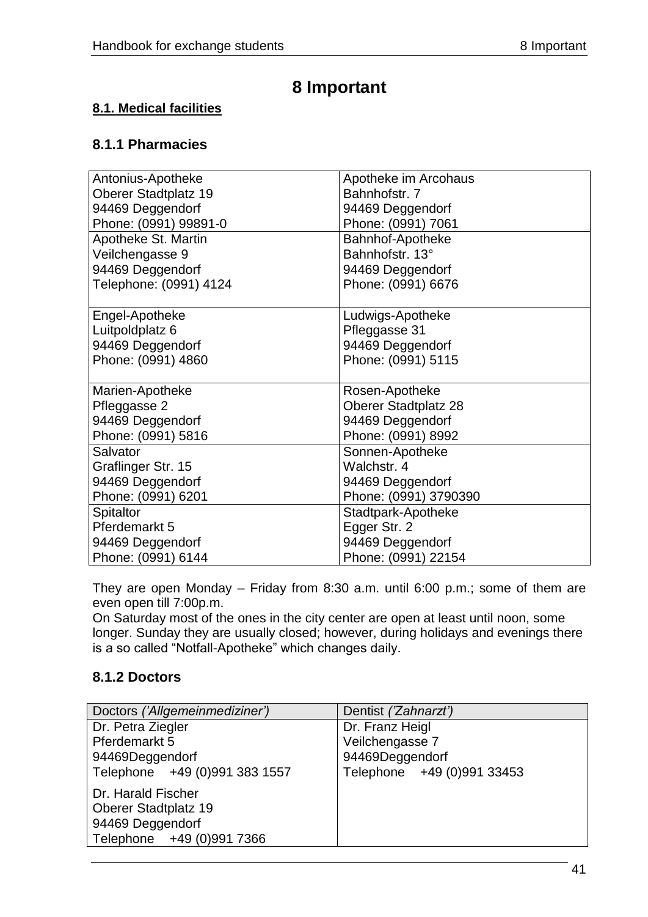# 8 Important

**8.1. Medical facilities**

## 8.1.1 Pharmacies

| | |
|---|---|
| Antonius-Apotheke<br>Oberer Stadtplatz 19<br>94469 Deggendorf<br>Phone: (0991) 99891-0 | Apotheke im Arcohaus<br>Bahnhofstr. 7<br>94469 Deggendorf<br>Phone: (0991) 7061 |
| Apotheke St. Martin<br>Veilchengasse 9<br>94469 Deggendorf<br>Telephone: (0991) 4124 | Bahnhof-Apotheke<br>Bahnhofstr. 13°<br>94469 Deggendorf<br>Phone: (0991) 6676 |
| Engel-Apotheke<br>Luitpoldplatz 6<br>94469 Deggendorf<br>Phone: (0991) 4860 | Ludwigs-Apotheke<br>Pfleggasse 31<br>94469 Deggendorf<br>Phone: (0991) 5115 |
| Marien-Apotheke<br>Pfleggasse 2<br>94469 Deggendorf<br>Phone: (0991) 5816 | Rosen-Apotheke<br>Oberer Stadtplatz 28<br>94469 Deggendorf<br>Phone: (0991) 8992 |
| Salvator<br>Graflinger Str. 15<br>94469 Deggendorf<br>Phone: (0991) 6201 | Sonnen-Apotheke<br>Walchstr. 4<br>94469 Deggendorf<br>Phone: (0991) 3790390 |
| Spitaltor<br>Pferdemarkt 5<br>94469 Deggendorf<br>Phone: (0991) 6144 | Stadtpark-Apotheke<br>Egger Str. 2<br>94469 Deggendorf<br>Phone: (0991) 22154 |

They are open Monday – Friday from 8:30 a.m. until 6:00 p.m.; some of them are even open till 7:00p.m.

On Saturday most of the ones in the city center are open at least until noon, some longer. Sunday they are usually closed; however, during holidays and evenings there is a so called "Notfall-Apotheke" which changes daily.

## 8.1.2 Doctors

| Doctors *('Allgemeinmediziner')* | Dentist *('Zahnarzt')* |
|---|---|
| Dr. Petra Ziegler<br>Pferdemarkt 5<br>94469Deggendorf<br>Telephone +49 (0)991 383 1557<br><br>Dr. Harald Fischer<br>Oberer Stadtplatz 19<br>94469 Deggendorf<br>Telephone +49 (0)991 7366 | Dr. Franz Heigl<br>Veilchengasse 7<br>94469Deggendorf<br>Telephone +49 (0)991 33453 |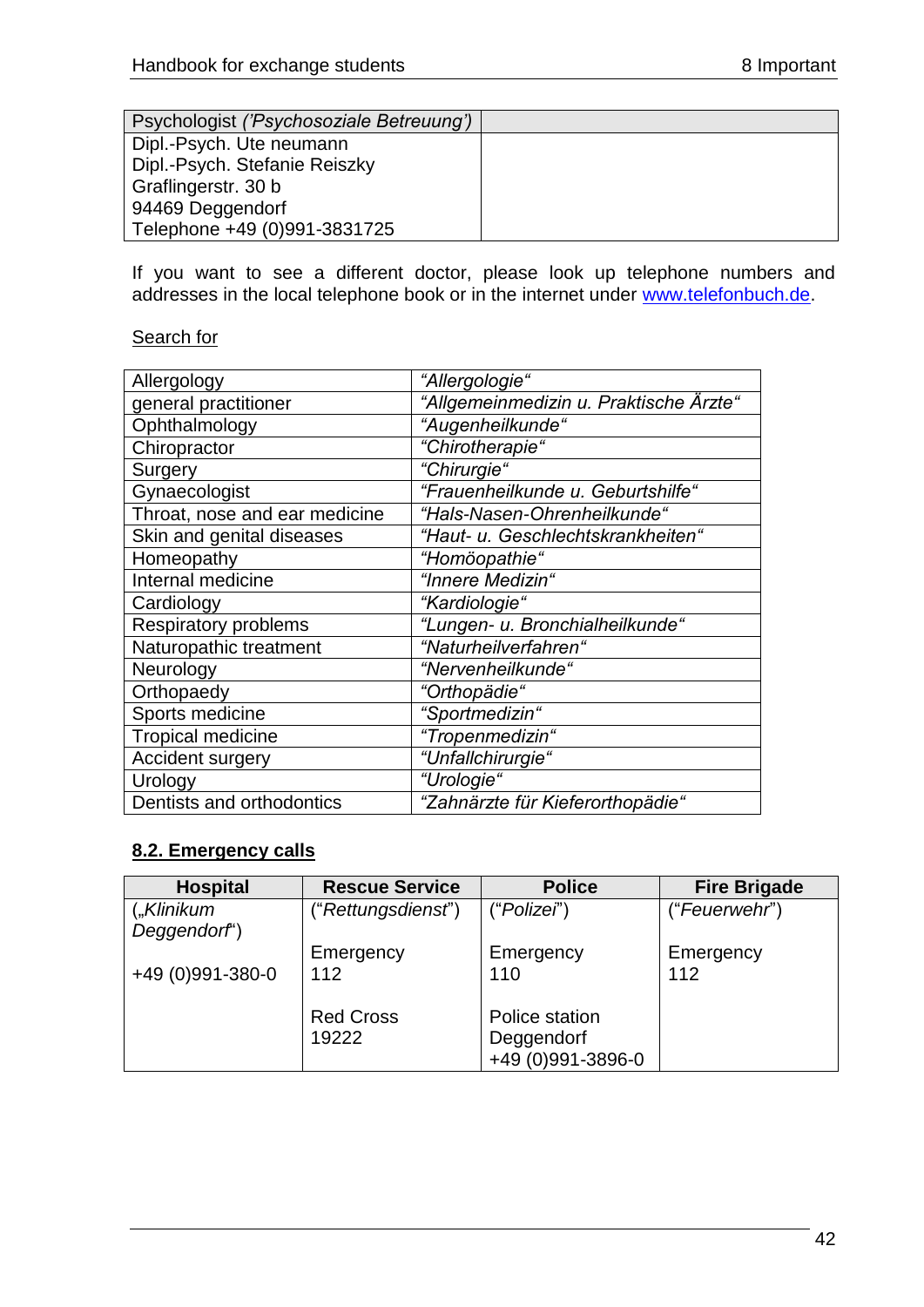| Psychologist *('Psychosoziale Betreuung')* | |
|---|---|
| Dipl.-Psych. Ute neumann<br>Dipl.-Psych. Stefanie Reiszky<br>Graflingerstr. 30 b<br>94469 Deggendorf<br>Telephone +49 (0)991-3831725 | |

If you want to see a different doctor, please look up telephone numbers and addresses in the local telephone book or in the internet under www.telefonbuch.de.

Search for

| | |
|---|---|
| Allergology | *"Allergologie"* |
| general practitioner | *"Allgemeinmedizin u. Praktische Ärzte"* |
| Ophthalmology | *"Augenheilkunde"* |
| Chiropractor | *"Chirotherapie"* |
| Surgery | *"Chirurgie"* |
| Gynaecologist | *"Frauenheilkunde u. Geburtshilfe"* |
| Throat, nose and ear medicine | *"Hals-Nasen-Ohrenheilkunde"* |
| Skin and genital diseases | *"Haut- u. Geschlechtskrankheiten"* |
| Homeopathy | *"Homöopathie"* |
| Internal medicine | *"Innere Medizin"* |
| Cardiology | *"Kardiologie"* |
| Respiratory problems | *"Lungen- u. Bronchialheilkunde"* |
| Naturopathic treatment | *"Naturheilverfahren"* |
| Neurology | *"Nervenheilkunde"* |
| Orthopaedy | *"Orthopädie"* |
| Sports medicine | *"Sportmedizin"* |
| Tropical medicine | *"Tropenmedizin"* |
| Accident surgery | *"Unfallchirurgie"* |
| Urology | *"Urologie"* |
| Dentists and orthodontics | *"Zahnärzte für Kieferorthopädie"* |

## 8.2. Emergency calls

| Hospital | Rescue Service | Police | Fire Brigade |
|---|---|---|---|
| („*Klinikum Deggendorf*")<br><br>+49 (0)991-380-0 | ("*Rettungsdienst*")<br><br>Emergency<br>112<br><br>Red Cross<br>19222 | ("*Polizei*")<br><br>Emergency<br>110<br><br>Police station Deggendorf<br>+49 (0)991-3896-0 | ("*Feuerwehr*")<br><br>Emergency<br>112 |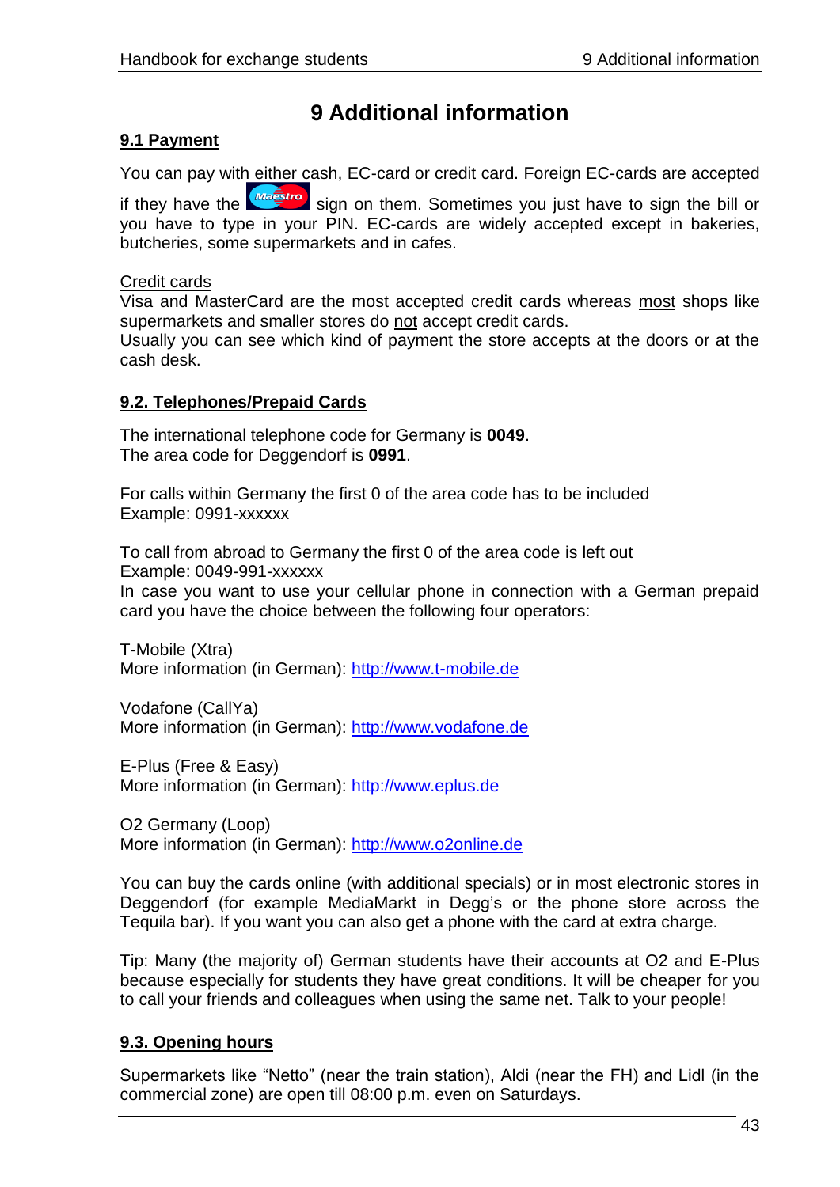# 9 Additional information

## 9.1 Payment

You can pay with either cash, EC-card or credit card. Foreign EC-cards are accepted if they have the Maestro sign on them. Sometimes you just have to sign the bill or you have to type in your PIN. EC-cards are widely accepted except in bakeries, butcheries, some supermarkets and in cafes.

Credit cards

Visa and MasterCard are the most accepted credit cards whereas most shops like supermarkets and smaller stores do not accept credit cards.
Usually you can see which kind of payment the store accepts at the doors or at the cash desk.

## 9.2. Telephones/Prepaid Cards

The international telephone code for Germany is **0049**.
The area code for Deggendorf is **0991**.

For calls within Germany the first 0 of the area code has to be included
Example: 0991-xxxxxx

To call from abroad to Germany the first 0 of the area code is left out
Example: 0049-991-xxxxxx
In case you want to use your cellular phone in connection with a German prepaid card you have the choice between the following four operators:

T-Mobile (Xtra)
More information (in German): http://www.t-mobile.de

Vodafone (CallYa)
More information (in German): http://www.vodafone.de

E-Plus (Free & Easy)
More information (in German): http://www.eplus.de

O2 Germany (Loop)
More information (in German): http://www.o2online.de

You can buy the cards online (with additional specials) or in most electronic stores in Deggendorf (for example MediaMarkt in Degg's or the phone store across the Tequila bar). If you want you can also get a phone with the card at extra charge.

Tip: Many (the majority of) German students have their accounts at O2 and E-Plus because especially for students they have great conditions. It will be cheaper for you to call your friends and colleagues when using the same net. Talk to your people!

## 9.3. Opening hours

Supermarkets like "Netto" (near the train station), Aldi (near the FH) and Lidl (in the commercial zone) are open till 08:00 p.m. even on Saturdays.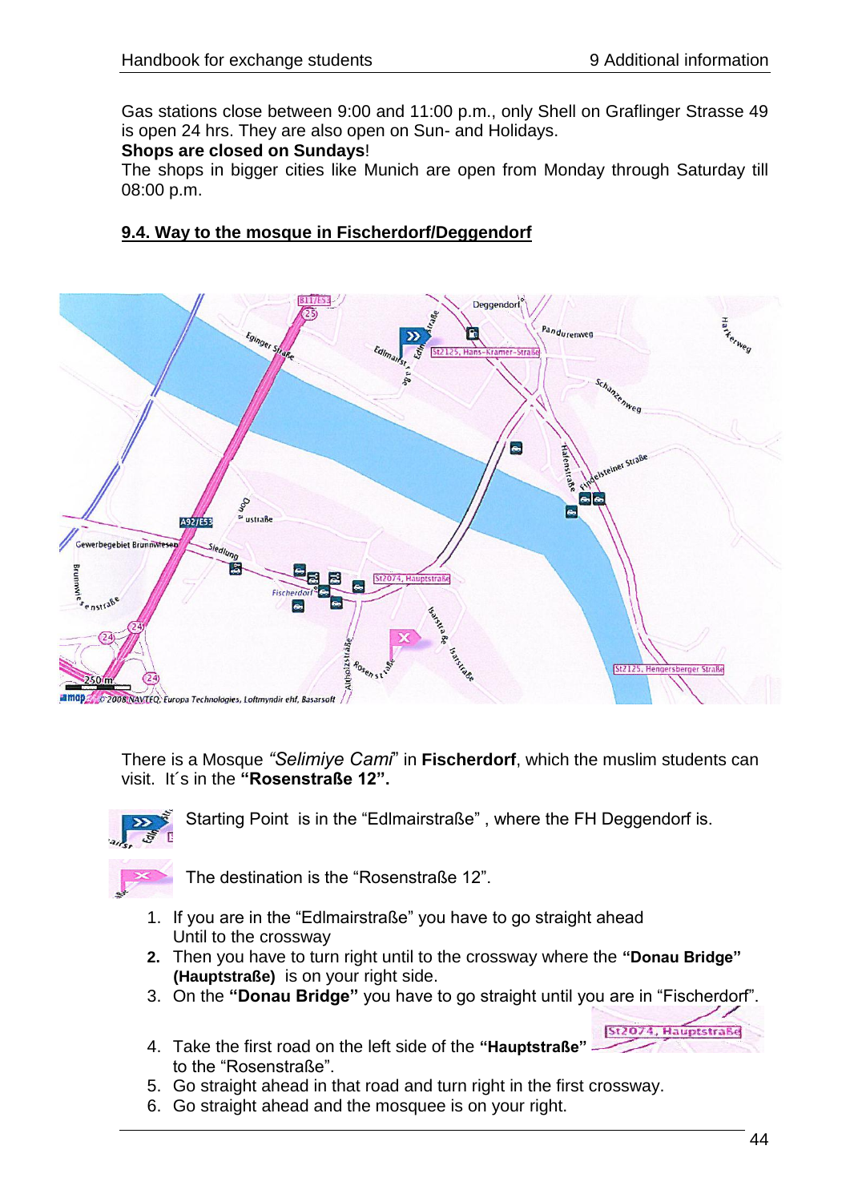Gas stations close between 9:00 and 11:00 p.m., only Shell on Graflinger Strasse 49 is open 24 hrs. They are also open on Sun- and Holidays.

**Shops are closed on Sundays**!

The shops in bigger cities like Munich are open from Monday through Saturday till 08:00 p.m.

## 9.4. Way to the mosque in Fischerdorf/Deggendorf

There is a Mosque *"Selimiye Cami"* in **Fischerdorf**, which the muslim students can visit. It´s in the **"Rosenstraße 12".**

Starting Point is in the "Edlmairstraße" , where the FH Deggendorf is.

The destination is the "Rosenstraße 12".

1. If you are in the "Edlmairstraße" you have to go straight ahead Until to the crossway
2. Then you have to turn right until to the crossway where the **"Donau Bridge" (Hauptstraße)** is on your right side.
3. On the **"Donau Bridge"** you have to go straight until you are in "Fischerdorf".
4. Take the first road on the left side of the **"Hauptstraße"** to the "Rosenstraße".
5. Go straight ahead in that road and turn right in the first crossway.
6. Go straight ahead and the mosque is on your right.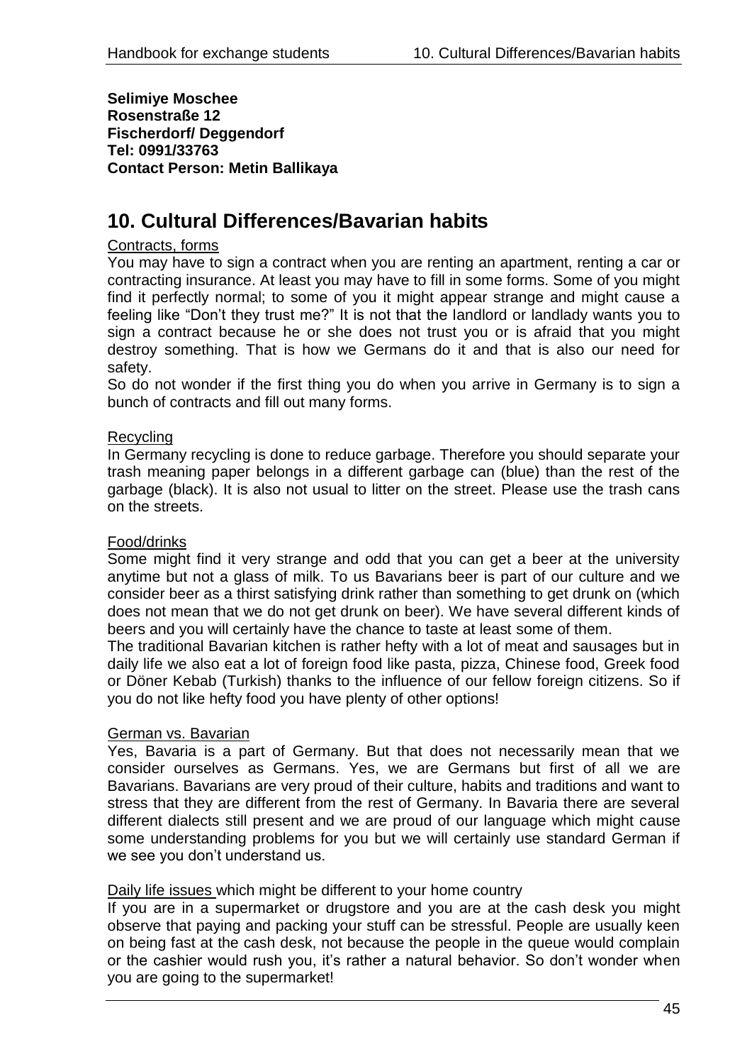**Selimiye Moschee**
**Rosenstraße 12**
**Fischerdorf/ Deggendorf**
**Tel: 0991/33763**
**Contact Person: Metin Ballikaya**

# 10. Cultural Differences/Bavarian habits

Contracts, forms

You may have to sign a contract when you are renting an apartment, renting a car or contracting insurance. At least you may have to fill in some forms. Some of you might find it perfectly normal; to some of you it might appear strange and might cause a feeling like "Don't they trust me?" It is not that the landlord or landlady wants you to sign a contract because he or she does not trust you or is afraid that you might destroy something. That is how we Germans do it and that is also our need for safety.

So do not wonder if the first thing you do when you arrive in Germany is to sign a bunch of contracts and fill out many forms.

Recycling

In Germany recycling is done to reduce garbage. Therefore you should separate your trash meaning paper belongs in a different garbage can (blue) than the rest of the garbage (black). It is also not usual to litter on the street. Please use the trash cans on the streets.

Food/drinks

Some might find it very strange and odd that you can get a beer at the university anytime but not a glass of milk. To us Bavarians beer is part of our culture and we consider beer as a thirst satisfying drink rather than something to get drunk on (which does not mean that we do not get drunk on beer). We have several different kinds of beers and you will certainly have the chance to taste at least some of them.

The traditional Bavarian kitchen is rather hefty with a lot of meat and sausages but in daily life we also eat a lot of foreign food like pasta, pizza, Chinese food, Greek food or Döner Kebab (Turkish) thanks to the influence of our fellow foreign citizens. So if you do not like hefty food you have plenty of other options!

German vs. Bavarian

Yes, Bavaria is a part of Germany. But that does not necessarily mean that we consider ourselves as Germans. Yes, we are Germans but first of all we are Bavarians. Bavarians are very proud of their culture, habits and traditions and want to stress that they are different from the rest of Germany. In Bavaria there are several different dialects still present and we are proud of our language which might cause some understanding problems for you but we will certainly use standard German if we see you don't understand us.

Daily life issues which might be different to your home country

If you are in a supermarket or drugstore and you are at the cash desk you might observe that paying and packing your stuff can be stressful. People are usually keen on being fast at the cash desk, not because the people in the queue would complain or the cashier would rush you, it's rather a natural behavior. So don't wonder when you are going to the supermarket!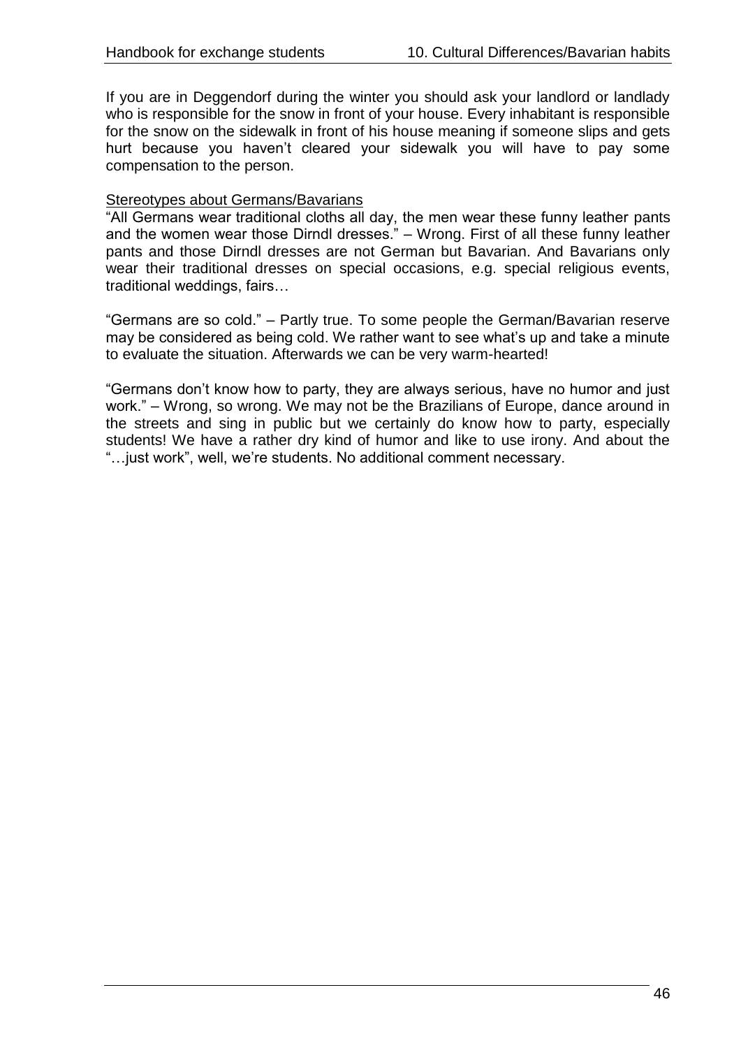If you are in Deggendorf during the winter you should ask your landlord or landlady who is responsible for the snow in front of your house. Every inhabitant is responsible for the snow on the sidewalk in front of his house meaning if someone slips and gets hurt because you haven't cleared your sidewalk you will have to pay some compensation to the person.

<u>Stereotypes about Germans/Bavarians</u>

"All Germans wear traditional cloths all day, the men wear these funny leather pants and the women wear those Dirndl dresses." – Wrong. First of all these funny leather pants and those Dirndl dresses are not German but Bavarian. And Bavarians only wear their traditional dresses on special occasions, e.g. special religious events, traditional weddings, fairs…

"Germans are so cold." – Partly true. To some people the German/Bavarian reserve may be considered as being cold. We rather want to see what's up and take a minute to evaluate the situation. Afterwards we can be very warm-hearted!

"Germans don't know how to party, they are always serious, have no humor and just work." – Wrong, so wrong. We may not be the Brazilians of Europe, dance around in the streets and sing in public but we certainly do know how to party, especially students! We have a rather dry kind of humor and like to use irony. And about the "…just work", well, we're students. No additional comment necessary.